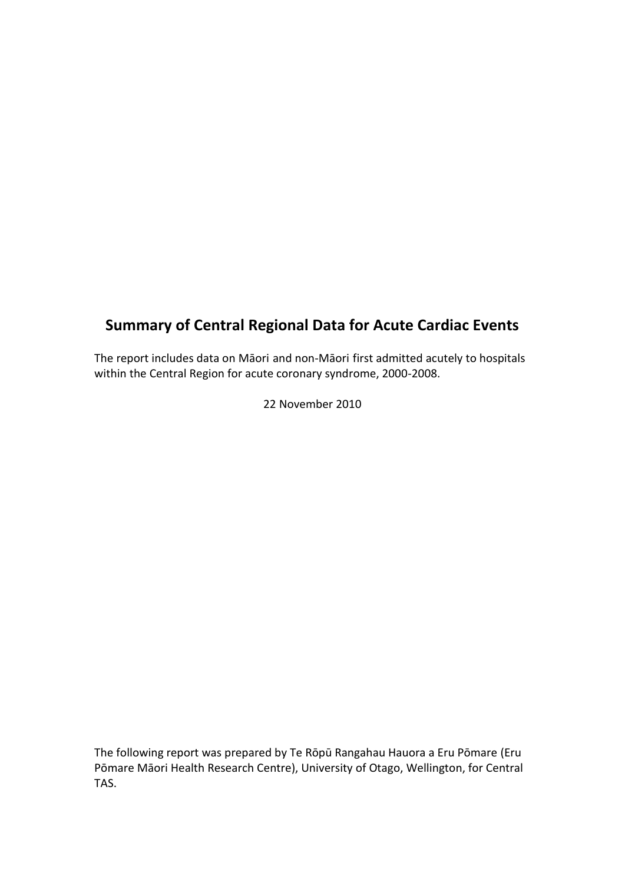# Summary of Central Regional Data for Acute Cardiac Events

The report includes data on Māori and non-Māori first admitted acutely to hospitals within the Central Region for acute coronary syndrome, 2000-2008.

22 November 2010

The following report was prepared by Te Rōpū Rangahau Hauora a Eru Pōmare (Eru Pōmare Māori Health Research Centre), University of Otago, Wellington, for Central TAS.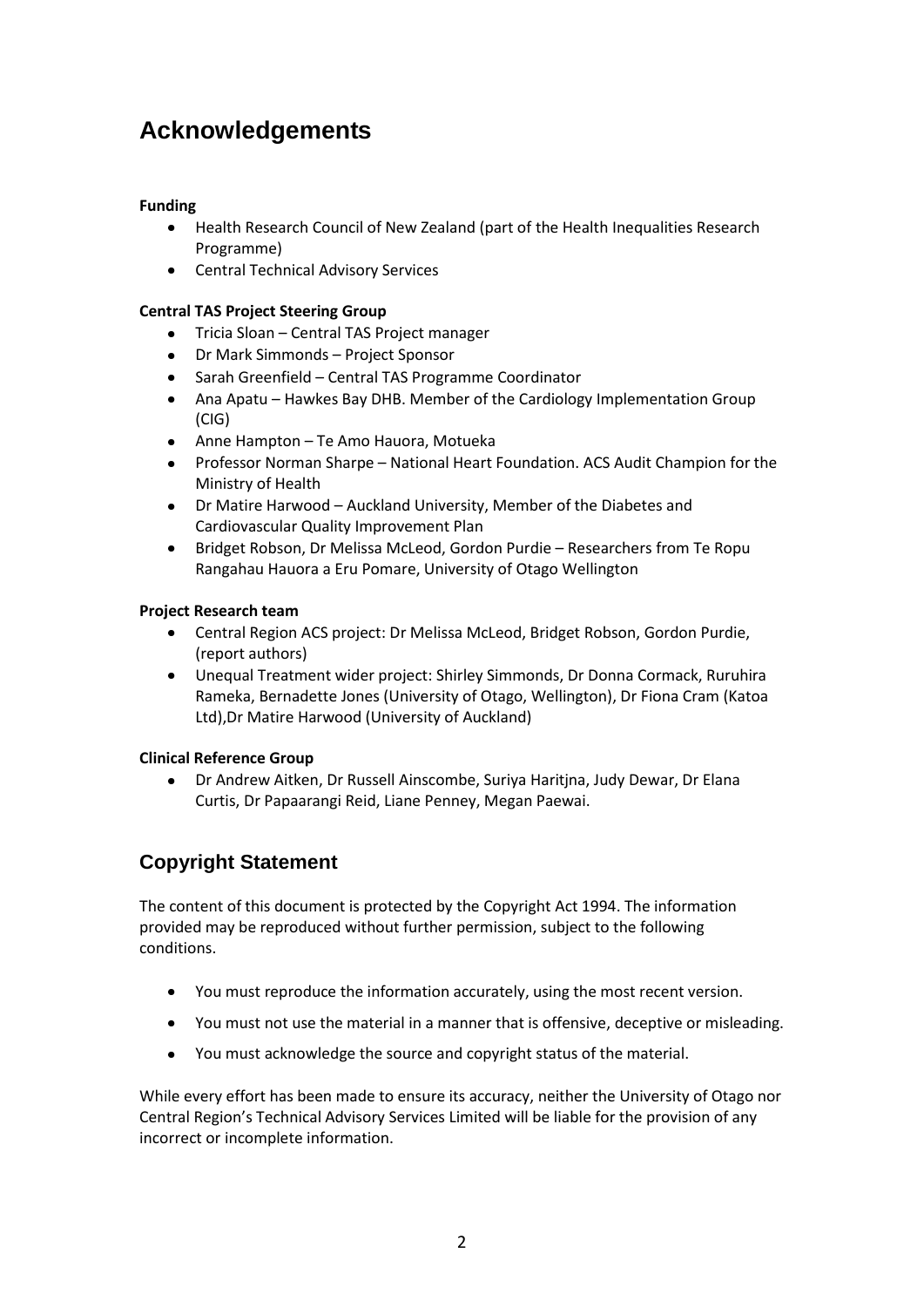# Acknowledgements

**Funding**

- Health Research Council of New Zealand (part of the Health Inequalities Research Programme)
- Central Technical Advisory Services

**Central TAS Project Steering Group**

- Tricia Sloan – Central TAS Project manager
- Dr Mark Simmonds – Project Sponsor
- Sarah Greenfield – Central TAS Programme Coordinator
- Ana Apatu – Hawkes Bay DHB. Member of the Cardiology Implementation Group (CIG)
- Anne Hampton – Te Amo Hauora, Motueka
- Professor Norman Sharpe – National Heart Foundation. ACS Audit Champion for the Ministry of Health
- Dr Matire Harwood – Auckland University, Member of the Diabetes and Cardiovascular Quality Improvement Plan
- Bridget Robson, Dr Melissa McLeod, Gordon Purdie – Researchers from Te Ropu Rangahau Hauora a Eru Pomare, University of Otago Wellington

**Project Research team**

- Central Region ACS project: Dr Melissa McLeod, Bridget Robson, Gordon Purdie, (report authors)
- Unequal Treatment wider project: Shirley Simmonds, Dr Donna Cormack, Ruruhira Rameka, Bernadette Jones (University of Otago, Wellington), Dr Fiona Cram (Katoa Ltd),Dr Matire Harwood (University of Auckland)

**Clinical Reference Group**

- Dr Andrew Aitken, Dr Russell Ainscombe, Suriya Haritjna, Judy Dewar, Dr Elana Curtis, Dr Papaarangi Reid, Liane Penney, Megan Paewai.

## Copyright Statement

The content of this document is protected by the Copyright Act 1994. The information provided may be reproduced without further permission, subject to the following conditions.

- You must reproduce the information accurately, using the most recent version.
- You must not use the material in a manner that is offensive, deceptive or misleading.
- You must acknowledge the source and copyright status of the material.

While every effort has been made to ensure its accuracy, neither the University of Otago nor Central Region's Technical Advisory Services Limited will be liable for the provision of any incorrect or incomplete information.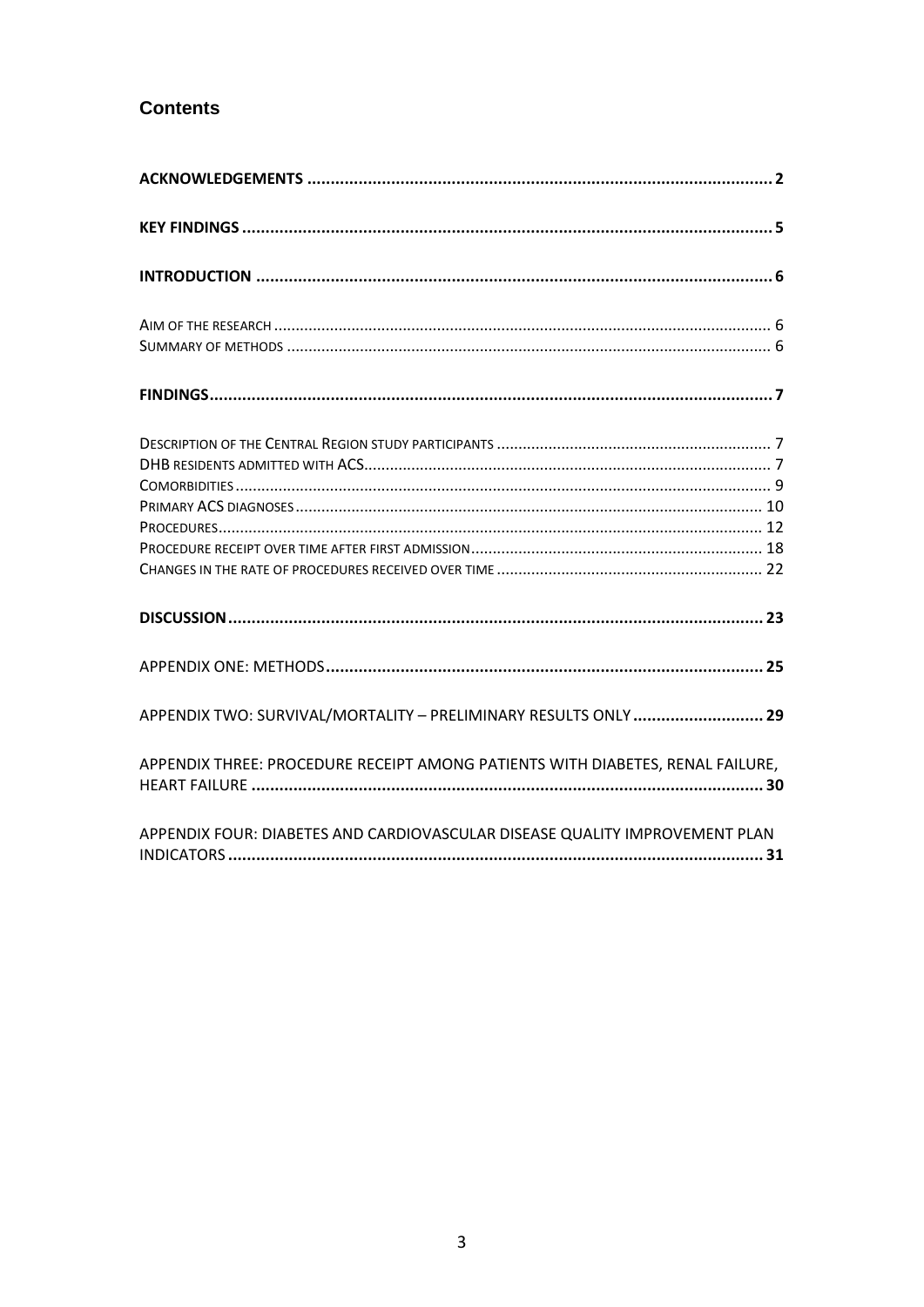# Contents

**ACKNOWLEDGEMENTS .................................................................................................... 2**

**KEY FINDINGS .................................................................................................................. 5**

**INTRODUCTION ............................................................................................................... 6**

AIM OF THE RESEARCH .................................................................................................... 6
SUMMARY OF METHODS ................................................................................................. 6

**FINDINGS......................................................................................................................... 7**

DESCRIPTION OF THE CENTRAL REGION STUDY PARTICIPANTS ................................................................ 7
DHB RESIDENTS ADMITTED WITH ACS.............................................................................. 7
COMORBIDITIES .............................................................................................................. 9
PRIMARY ACS DIAGNOSES ............................................................................................. 10
PROCEDURES.................................................................................................................. 12
PROCEDURE RECEIPT OVER TIME AFTER FIRST ADMISSION .................................................................... 18
CHANGES IN THE RATE OF PROCEDURES RECEIVED OVER TIME .............................................................. 22

**DISCUSSION ................................................................................................................... 23**

APPENDIX ONE: METHODS**.............................................................................................. 25**

APPENDIX TWO: SURVIVAL/MORTALITY – PRELIMINARY RESULTS ONLY **............................ 29**

APPENDIX THREE: PROCEDURE RECEIPT AMONG PATIENTS WITH DIABETES, RENAL FAILURE, HEART FAILURE **.............................................................................................................. 30**

APPENDIX FOUR: DIABETES AND CARDIOVASCULAR DISEASE QUALITY IMPROVEMENT PLAN INDICATORS **.................................................................................................................. 31**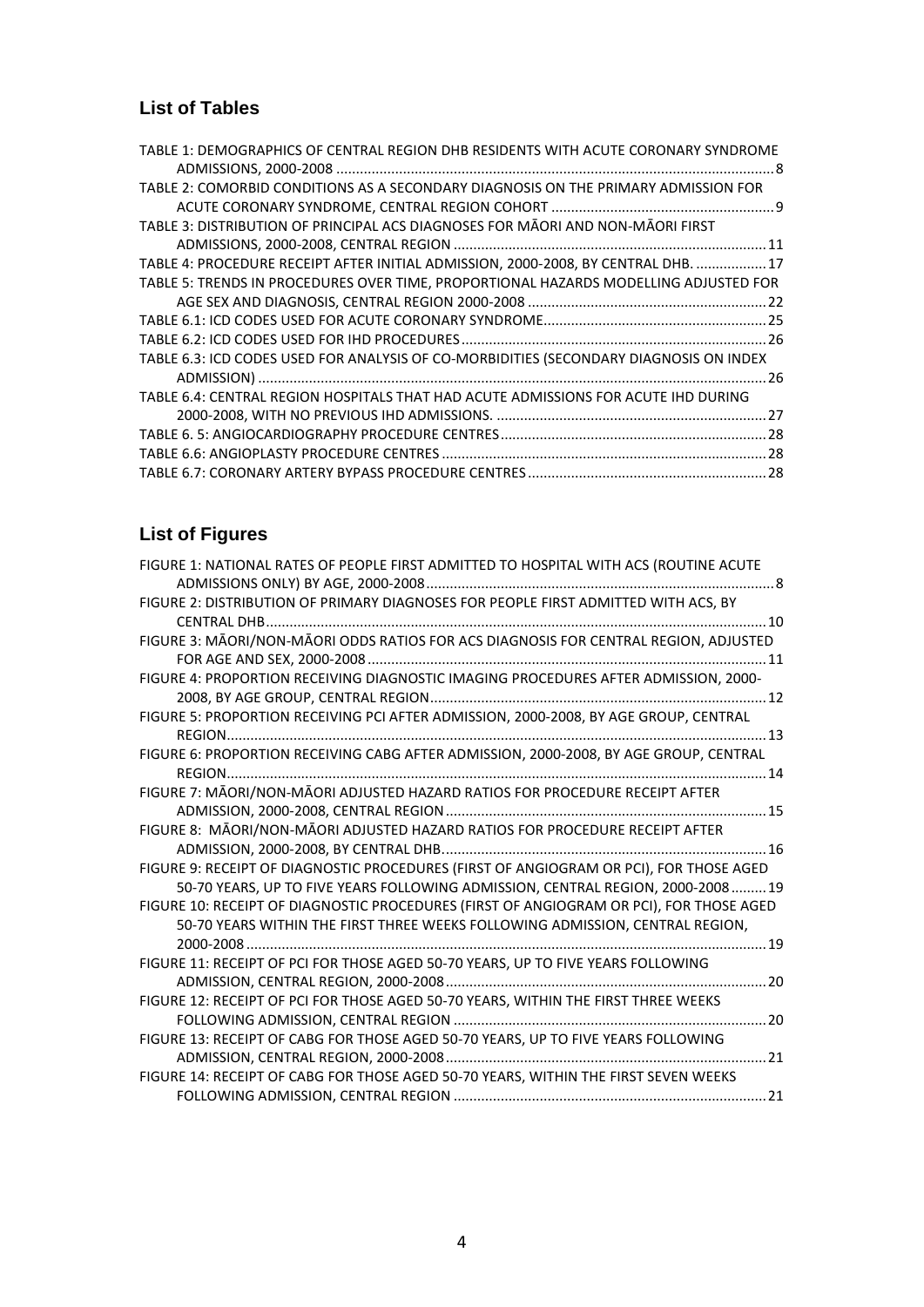## List of Tables

TABLE 1: DEMOGRAPHICS OF CENTRAL REGION DHB RESIDENTS WITH ACUTE CORONARY SYNDROME ADMISSIONS, 2000-2008 ...... 8

TABLE 2: COMORBID CONDITIONS AS A SECONDARY DIAGNOSIS ON THE PRIMARY ADMISSION FOR ACUTE CORONARY SYNDROME, CENTRAL REGION COHORT ...... 9

TABLE 3: DISTRIBUTION OF PRINCIPAL ACS DIAGNOSES FOR MĀORI AND NON-MĀORI FIRST ADMISSIONS, 2000-2008, CENTRAL REGION ...... 11

TABLE 4: PROCEDURE RECEIPT AFTER INITIAL ADMISSION, 2000-2008, BY CENTRAL DHB. ...... 17

TABLE 5: TRENDS IN PROCEDURES OVER TIME, PROPORTIONAL HAZARDS MODELLING ADJUSTED FOR AGE SEX AND DIAGNOSIS, CENTRAL REGION 2000-2008 ...... 22

TABLE 6.1: ICD CODES USED FOR ACUTE CORONARY SYNDROME ...... 25

TABLE 6.2: ICD CODES USED FOR IHD PROCEDURES ...... 26

TABLE 6.3: ICD CODES USED FOR ANALYSIS OF CO-MORBIDITIES (SECONDARY DIAGNOSIS ON INDEX ADMISSION) ...... 26

TABLE 6.4: CENTRAL REGION HOSPITALS THAT HAD ACUTE ADMISSIONS FOR ACUTE IHD DURING 2000-2008, WITH NO PREVIOUS IHD ADMISSIONS. ...... 27

TABLE 6. 5: ANGIOCARDIOGRAPHY PROCEDURE CENTRES ...... 28

TABLE 6.6: ANGIOPLASTY PROCEDURE CENTRES ...... 28

TABLE 6.7: CORONARY ARTERY BYPASS PROCEDURE CENTRES ...... 28

## List of Figures

FIGURE 1: NATIONAL RATES OF PEOPLE FIRST ADMITTED TO HOSPITAL WITH ACS (ROUTINE ACUTE ADMISSIONS ONLY) BY AGE, 2000-2008 ...... 8

FIGURE 2: DISTRIBUTION OF PRIMARY DIAGNOSES FOR PEOPLE FIRST ADMITTED WITH ACS, BY CENTRAL DHB ...... 10

FIGURE 3: MĀORI/NON-MĀORI ODDS RATIOS FOR ACS DIAGNOSIS FOR CENTRAL REGION, ADJUSTED FOR AGE AND SEX, 2000-2008 ...... 11

FIGURE 4: PROPORTION RECEIVING DIAGNOSTIC IMAGING PROCEDURES AFTER ADMISSION, 2000-2008, BY AGE GROUP, CENTRAL REGION ...... 12

FIGURE 5: PROPORTION RECEIVING PCI AFTER ADMISSION, 2000-2008, BY AGE GROUP, CENTRAL REGION ...... 13

FIGURE 6: PROPORTION RECEIVING CABG AFTER ADMISSION, 2000-2008, BY AGE GROUP, CENTRAL REGION ...... 14

FIGURE 7: MĀORI/NON-MĀORI ADJUSTED HAZARD RATIOS FOR PROCEDURE RECEIPT AFTER ADMISSION, 2000-2008, CENTRAL REGION ...... 15

FIGURE 8: MĀORI/NON-MĀORI ADJUSTED HAZARD RATIOS FOR PROCEDURE RECEIPT AFTER ADMISSION, 2000-2008, BY CENTRAL DHB. ...... 16

FIGURE 9: RECEIPT OF DIAGNOSTIC PROCEDURES (FIRST OF ANGIOGRAM OR PCI), FOR THOSE AGED 50-70 YEARS, UP TO FIVE YEARS FOLLOWING ADMISSION, CENTRAL REGION, 2000-2008 ...... 19

FIGURE 10: RECEIPT OF DIAGNOSTIC PROCEDURES (FIRST OF ANGIOGRAM OR PCI), FOR THOSE AGED 50-70 YEARS WITHIN THE FIRST THREE WEEKS FOLLOWING ADMISSION, CENTRAL REGION, 2000-2008 ...... 19

FIGURE 11: RECEIPT OF PCI FOR THOSE AGED 50-70 YEARS, UP TO FIVE YEARS FOLLOWING ADMISSION, CENTRAL REGION, 2000-2008 ...... 20

FIGURE 12: RECEIPT OF PCI FOR THOSE AGED 50-70 YEARS, WITHIN THE FIRST THREE WEEKS FOLLOWING ADMISSION, CENTRAL REGION ...... 20

FIGURE 13: RECEIPT OF CABG FOR THOSE AGED 50-70 YEARS, UP TO FIVE YEARS FOLLOWING ADMISSION, CENTRAL REGION, 2000-2008 ...... 21

FIGURE 14: RECEIPT OF CABG FOR THOSE AGED 50-70 YEARS, WITHIN THE FIRST SEVEN WEEKS FOLLOWING ADMISSION, CENTRAL REGION ...... 21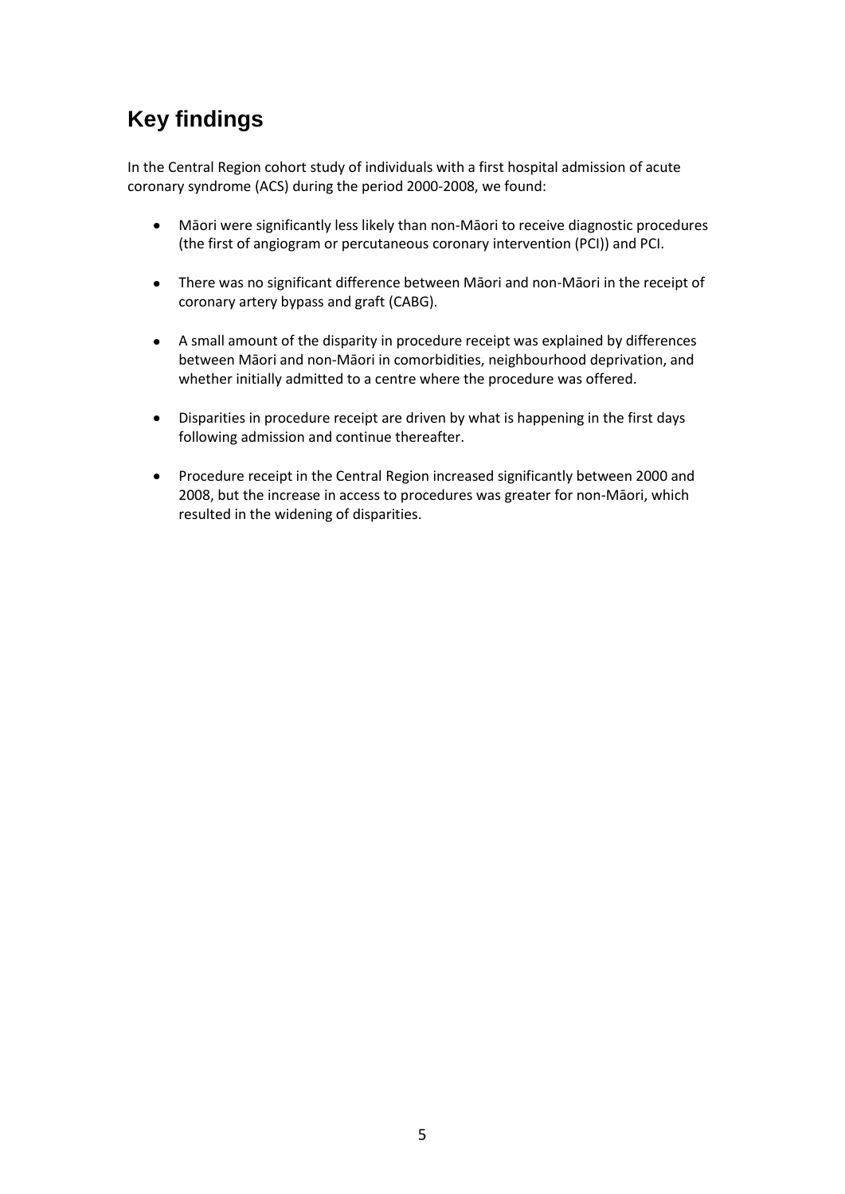# Key findings

In the Central Region cohort study of individuals with a first hospital admission of acute coronary syndrome (ACS) during the period 2000-2008, we found:

- Māori were significantly less likely than non-Māori to receive diagnostic procedures (the first of angiogram or percutaneous coronary intervention (PCI)) and PCI.
- There was no significant difference between Māori and non-Māori in the receipt of coronary artery bypass and graft (CABG).
- A small amount of the disparity in procedure receipt was explained by differences between Māori and non-Māori in comorbidities, neighbourhood deprivation, and whether initially admitted to a centre where the procedure was offered.
- Disparities in procedure receipt are driven by what is happening in the first days following admission and continue thereafter.
- Procedure receipt in the Central Region increased significantly between 2000 and 2008, but the increase in access to procedures was greater for non-Māori, which resulted in the widening of disparities.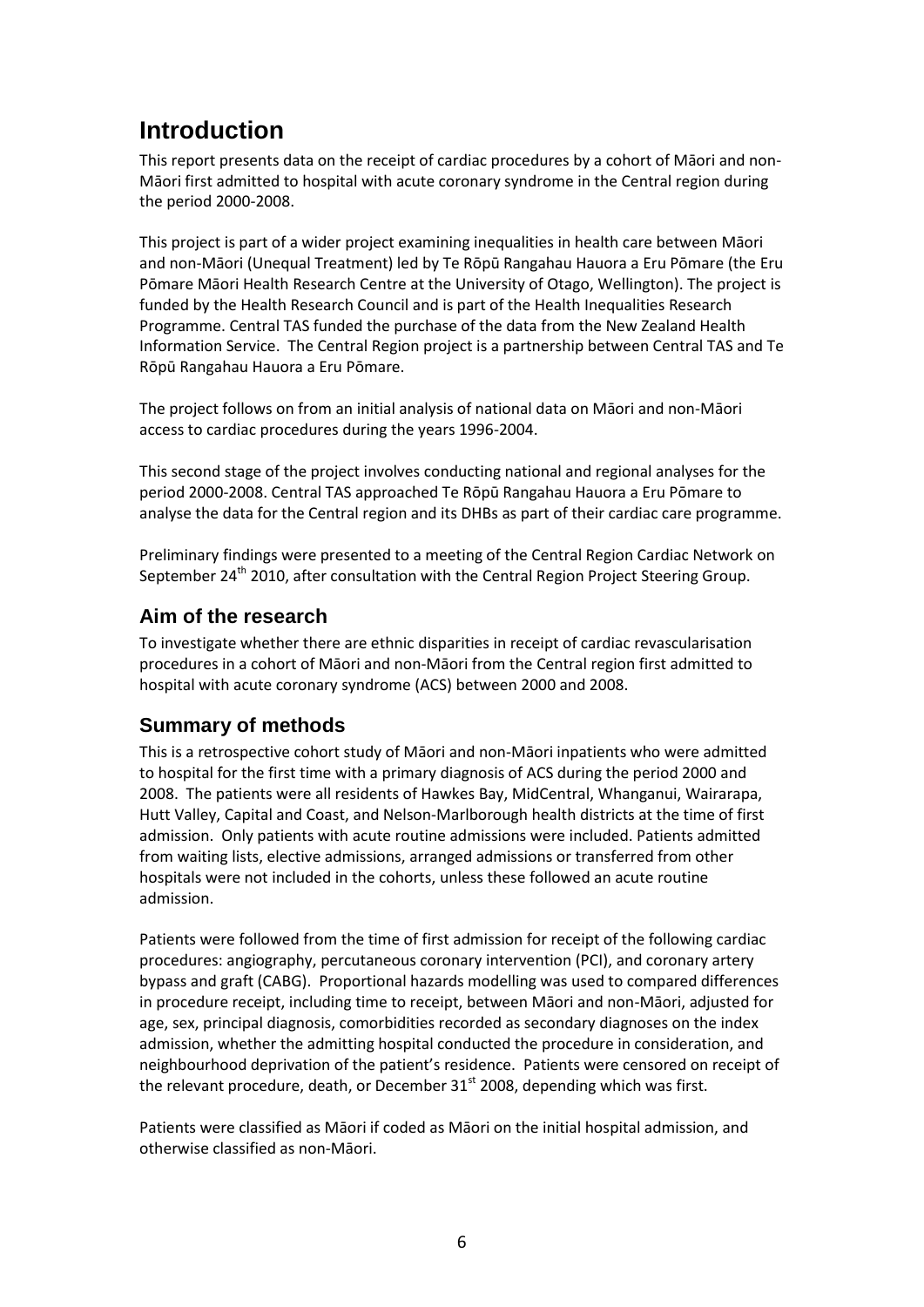# Introduction

This report presents data on the receipt of cardiac procedures by a cohort of Māori and non-Māori first admitted to hospital with acute coronary syndrome in the Central region during the period 2000-2008.

This project is part of a wider project examining inequalities in health care between Māori and non-Māori (Unequal Treatment) led by Te Rōpū Rangahau Hauora a Eru Pōmare (the Eru Pōmare Māori Health Research Centre at the University of Otago, Wellington). The project is funded by the Health Research Council and is part of the Health Inequalities Research Programme. Central TAS funded the purchase of the data from the New Zealand Health Information Service. The Central Region project is a partnership between Central TAS and Te Rōpū Rangahau Hauora a Eru Pōmare.

The project follows on from an initial analysis of national data on Māori and non-Māori access to cardiac procedures during the years 1996-2004.

This second stage of the project involves conducting national and regional analyses for the period 2000-2008. Central TAS approached Te Rōpū Rangahau Hauora a Eru Pōmare to analyse the data for the Central region and its DHBs as part of their cardiac care programme.

Preliminary findings were presented to a meeting of the Central Region Cardiac Network on September 24th 2010, after consultation with the Central Region Project Steering Group.

## Aim of the research

To investigate whether there are ethnic disparities in receipt of cardiac revascularisation procedures in a cohort of Māori and non-Māori from the Central region first admitted to hospital with acute coronary syndrome (ACS) between 2000 and 2008.

## Summary of methods

This is a retrospective cohort study of Māori and non-Māori inpatients who were admitted to hospital for the first time with a primary diagnosis of ACS during the period 2000 and 2008. The patients were all residents of Hawkes Bay, MidCentral, Whanganui, Wairarapa, Hutt Valley, Capital and Coast, and Nelson-Marlborough health districts at the time of first admission. Only patients with acute routine admissions were included. Patients admitted from waiting lists, elective admissions, arranged admissions or transferred from other hospitals were not included in the cohorts, unless these followed an acute routine admission.

Patients were followed from the time of first admission for receipt of the following cardiac procedures: angiography, percutaneous coronary intervention (PCI), and coronary artery bypass and graft (CABG). Proportional hazards modelling was used to compared differences in procedure receipt, including time to receipt, between Māori and non-Māori, adjusted for age, sex, principal diagnosis, comorbidities recorded as secondary diagnoses on the index admission, whether the admitting hospital conducted the procedure in consideration, and neighbourhood deprivation of the patient's residence. Patients were censored on receipt of the relevant procedure, death, or December 31st 2008, depending which was first.

Patients were classified as Māori if coded as Māori on the initial hospital admission, and otherwise classified as non-Māori.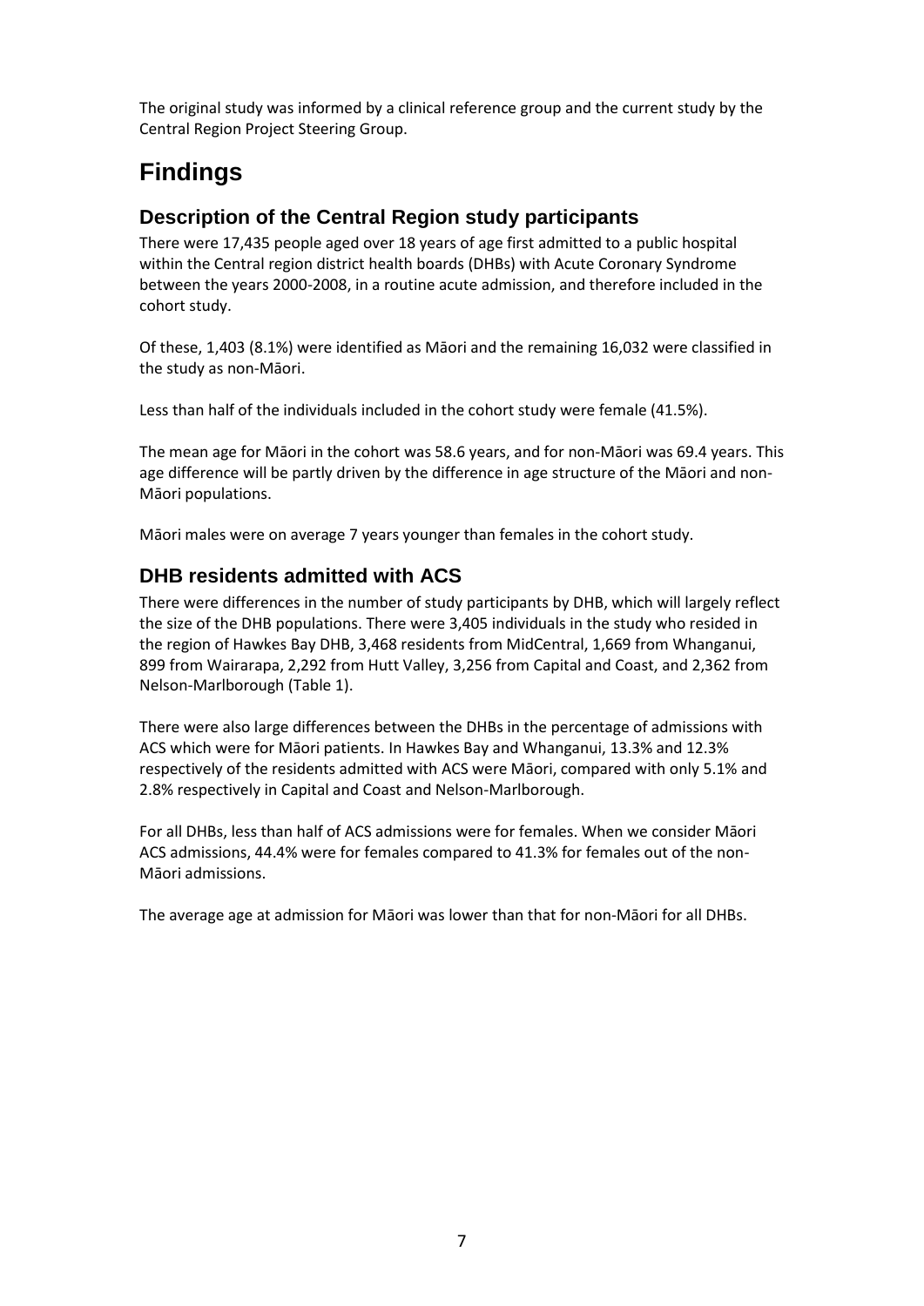The original study was informed by a clinical reference group and the current study by the Central Region Project Steering Group.

# Findings

## Description of the Central Region study participants

There were 17,435 people aged over 18 years of age first admitted to a public hospital within the Central region district health boards (DHBs) with Acute Coronary Syndrome between the years 2000-2008, in a routine acute admission, and therefore included in the cohort study.

Of these, 1,403 (8.1%) were identified as Māori and the remaining 16,032 were classified in the study as non-Māori.

Less than half of the individuals included in the cohort study were female (41.5%).

The mean age for Māori in the cohort was 58.6 years, and for non-Māori was 69.4 years. This age difference will be partly driven by the difference in age structure of the Māori and non-Māori populations.

Māori males were on average 7 years younger than females in the cohort study.

## DHB residents admitted with ACS

There were differences in the number of study participants by DHB, which will largely reflect the size of the DHB populations. There were 3,405 individuals in the study who resided in the region of Hawkes Bay DHB, 3,468 residents from MidCentral, 1,669 from Whanganui, 899 from Wairarapa, 2,292 from Hutt Valley, 3,256 from Capital and Coast, and 2,362 from Nelson-Marlborough (Table 1).

There were also large differences between the DHBs in the percentage of admissions with ACS which were for Māori patients. In Hawkes Bay and Whanganui, 13.3% and 12.3% respectively of the residents admitted with ACS were Māori, compared with only 5.1% and 2.8% respectively in Capital and Coast and Nelson-Marlborough.

For all DHBs, less than half of ACS admissions were for females. When we consider Māori ACS admissions, 44.4% were for females compared to 41.3% for females out of the non-Māori admissions.

The average age at admission for Māori was lower than that for non-Māori for all DHBs.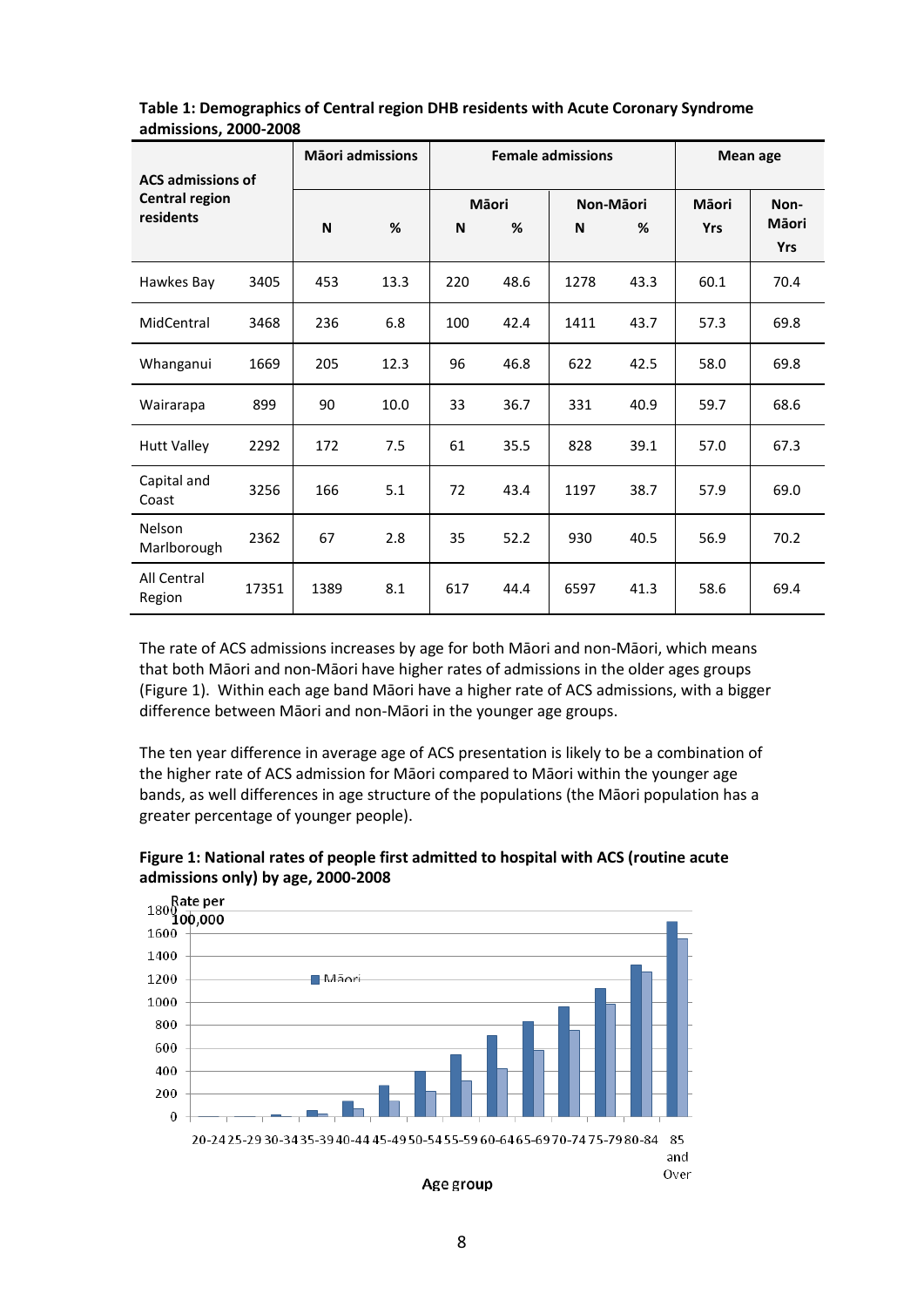**Table 1: Demographics of Central region DHB residents with Acute Coronary Syndrome admissions, 2000-2008**

| ACS admissions of Central region residents | | Māori admissions | | Female admissions | | | | Mean age | |
|---|---|---|---|---|---|---|---|---|---|
| | | | | Māori | | Non-Māori | | Māori | Non-Māori |
| | | N | % | N | % | N | % | Yrs | Yrs |
| Hawkes Bay | 3405 | 453 | 13.3 | 220 | 48.6 | 1278 | 43.3 | 60.1 | 70.4 |
| MidCentral | 3468 | 236 | 6.8 | 100 | 42.4 | 1411 | 43.7 | 57.3 | 69.8 |
| Whanganui | 1669 | 205 | 12.3 | 96 | 46.8 | 622 | 42.5 | 58.0 | 69.8 |
| Wairarapa | 899 | 90 | 10.0 | 33 | 36.7 | 331 | 40.9 | 59.7 | 68.6 |
| Hutt Valley | 2292 | 172 | 7.5 | 61 | 35.5 | 828 | 39.1 | 57.0 | 67.3 |
| Capital and Coast | 3256 | 166 | 5.1 | 72 | 43.4 | 1197 | 38.7 | 57.9 | 69.0 |
| Nelson Marlborough | 2362 | 67 | 2.8 | 35 | 52.2 | 930 | 40.5 | 56.9 | 70.2 |
| All Central Region | 17351 | 1389 | 8.1 | 617 | 44.4 | 6597 | 41.3 | 58.6 | 69.4 |

The rate of ACS admissions increases by age for both Māori and non-Māori, which means that both Māori and non-Māori have higher rates of admissions in the older ages groups (Figure 1). Within each age band Māori have a higher rate of ACS admissions, with a bigger difference between Māori and non-Māori in the younger age groups.

The ten year difference in average age of ACS presentation is likely to be a combination of the higher rate of ACS admission for Māori compared to Māori within the younger age bands, as well differences in age structure of the populations (the Māori population has a greater percentage of younger people).

**Figure 1: National rates of people first admitted to hospital with ACS (routine acute admissions only) by age, 2000-2008**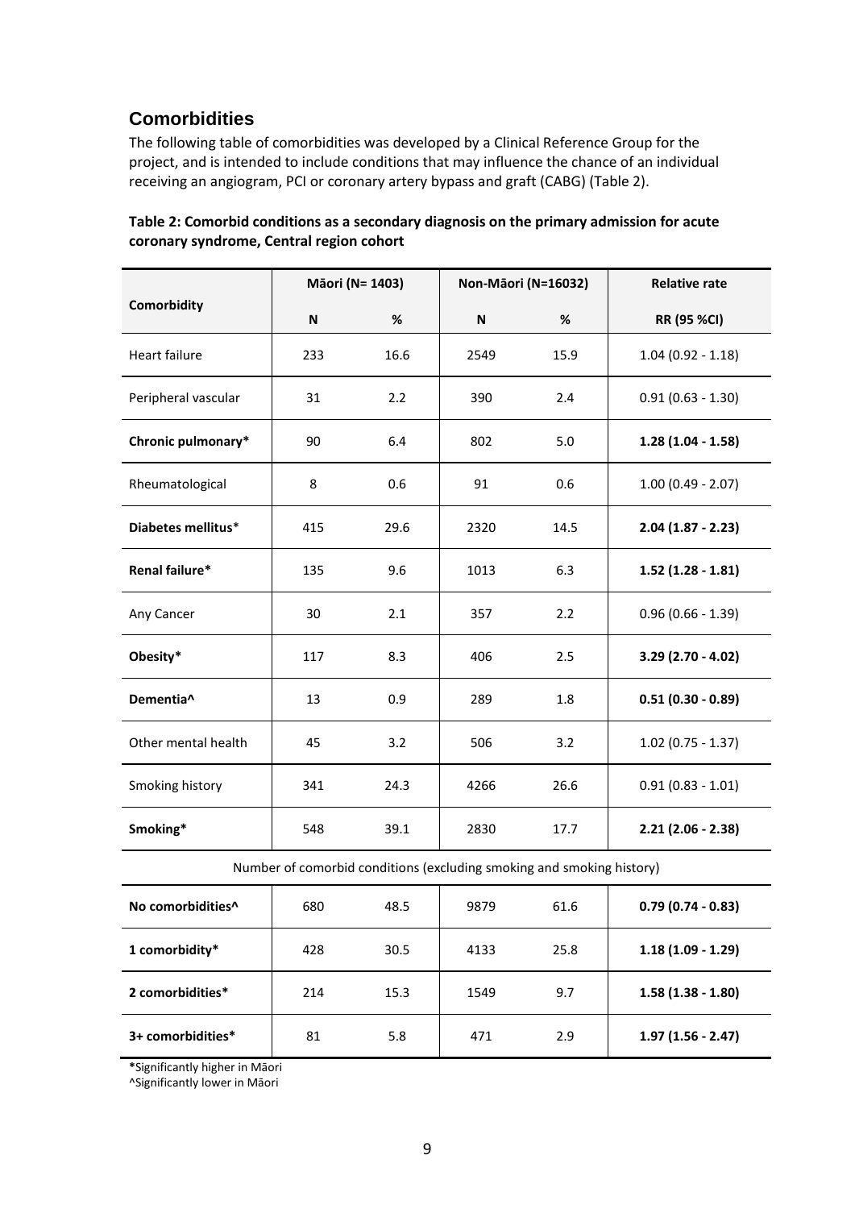## Comorbidities

The following table of comorbidities was developed by a Clinical Reference Group for the project, and is intended to include conditions that may influence the chance of an individual receiving an angiogram, PCI or coronary artery bypass and graft (CABG) (Table 2).

**Table 2: Comorbid conditions as a secondary diagnosis on the primary admission for acute coronary syndrome, Central region cohort**

| Comorbidity | Māori (N= 1403) | | Non-Māori (N=16032) | | Relative rate |
|---|---|---|---|---|---|
| | N | % | N | % | RR (95 %CI) |
| Heart failure | 233 | 16.6 | 2549 | 15.9 | 1.04 (0.92 - 1.18) |
| Peripheral vascular | 31 | 2.2 | 390 | 2.4 | 0.91 (0.63 - 1.30) |
| **Chronic pulmonary*** | 90 | 6.4 | 802 | 5.0 | **1.28 (1.04 - 1.58)** |
| Rheumatological | 8 | 0.6 | 91 | 0.6 | 1.00 (0.49 - 2.07) |
| **Diabetes mellitus*** | 415 | 29.6 | 2320 | 14.5 | **2.04 (1.87 - 2.23)** |
| **Renal failure*** | 135 | 9.6 | 1013 | 6.3 | **1.52 (1.28 - 1.81)** |
| Any Cancer | 30 | 2.1 | 357 | 2.2 | 0.96 (0.66 - 1.39) |
| **Obesity*** | 117 | 8.3 | 406 | 2.5 | **3.29 (2.70 - 4.02)** |
| **Dementia^** | 13 | 0.9 | 289 | 1.8 | **0.51 (0.30 - 0.89)** |
| Other mental health | 45 | 3.2 | 506 | 3.2 | 1.02 (0.75 - 1.37) |
| Smoking history | 341 | 24.3 | 4266 | 26.6 | 0.91 (0.83 - 1.01) |
| **Smoking*** | 548 | 39.1 | 2830 | 17.7 | **2.21 (2.06 - 2.38)** |
| Number of comorbid conditions (excluding smoking and smoking history) | | | | | |
| **No comorbidities^** | 680 | 48.5 | 9879 | 61.6 | **0.79 (0.74 - 0.83)** |
| **1 comorbidity*** | 428 | 30.5 | 4133 | 25.8 | **1.18 (1.09 - 1.29)** |
| **2 comorbidities*** | 214 | 15.3 | 1549 | 9.7 | **1.58 (1.38 - 1.80)** |
| **3+ comorbidities*** | 81 | 5.8 | 471 | 2.9 | **1.97 (1.56 - 2.47)** |

**\***Significantly higher in Māori
^Significantly lower in Māori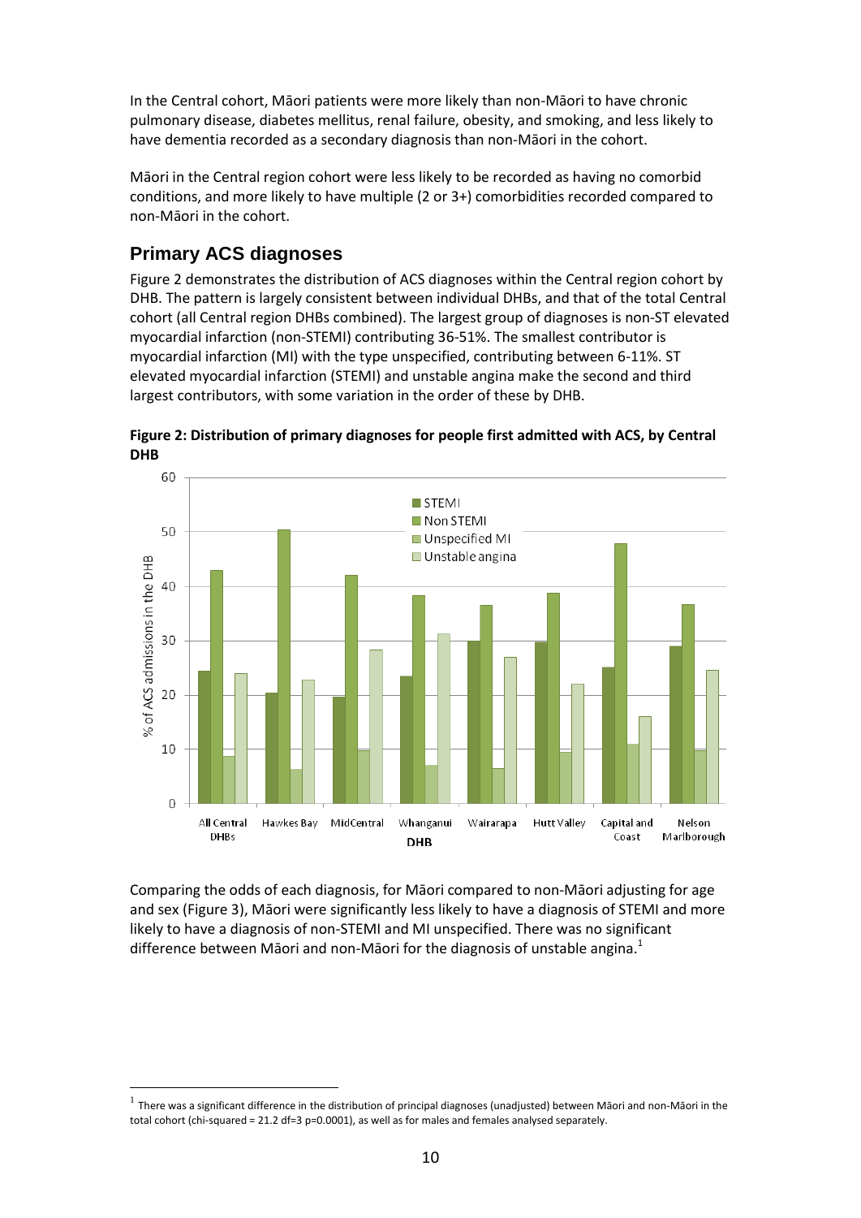In the Central cohort, Māori patients were more likely than non-Māori to have chronic pulmonary disease, diabetes mellitus, renal failure, obesity, and smoking, and less likely to have dementia recorded as a secondary diagnosis than non-Māori in the cohort.

Māori in the Central region cohort were less likely to be recorded as having no comorbid conditions, and more likely to have multiple (2 or 3+) comorbidities recorded compared to non-Māori in the cohort.

## Primary ACS diagnoses

Figure 2 demonstrates the distribution of ACS diagnoses within the Central region cohort by DHB. The pattern is largely consistent between individual DHBs, and that of the total Central cohort (all Central region DHBs combined). The largest group of diagnoses is non-ST elevated myocardial infarction (non-STEMI) contributing 36-51%. The smallest contributor is myocardial infarction (MI) with the type unspecified, contributing between 6-11%. ST elevated myocardial infarction (STEMI) and unstable angina make the second and third largest contributors, with some variation in the order of these by DHB.

**Figure 2: Distribution of primary diagnoses for people first admitted with ACS, by Central DHB**

Comparing the odds of each diagnosis, for Māori compared to non-Māori adjusting for age and sex (Figure 3), Māori were significantly less likely to have a diagnosis of STEMI and more likely to have a diagnosis of non-STEMI and MI unspecified. There was no significant difference between Māori and non-Māori for the diagnosis of unstable angina.[1]

[1] There was a significant difference in the distribution of principal diagnoses (unadjusted) between Māori and non-Māori in the total cohort (chi-squared = 21.2 df=3 p=0.0001), as well as for males and females analysed separately.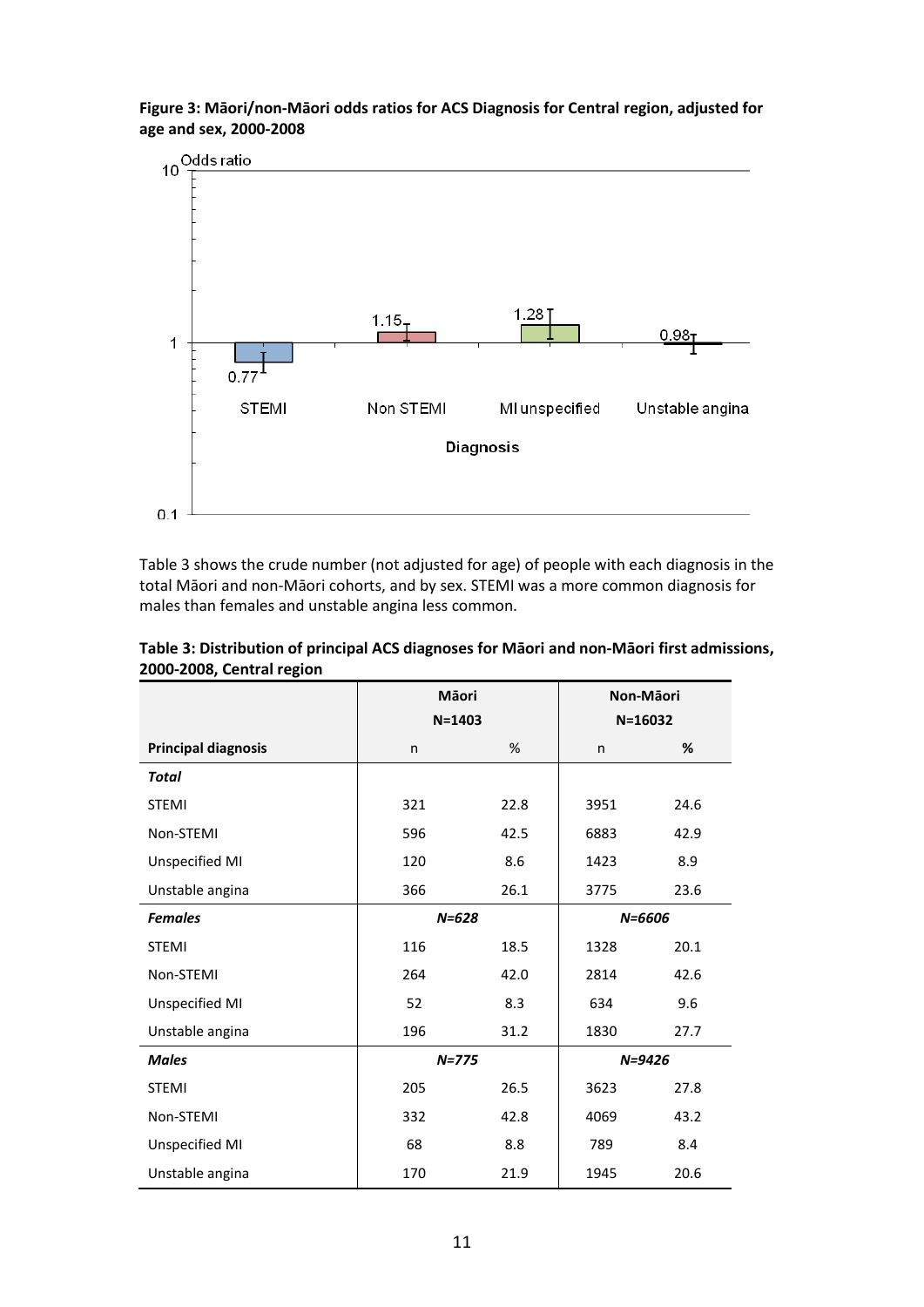**Figure 3: Māori/non-Māori odds ratios for ACS Diagnosis for Central region, adjusted for age and sex, 2000-2008**

Table 3 shows the crude number (not adjusted for age) of people with each diagnosis in the total Māori and non-Māori cohorts, and by sex. STEMI was a more common diagnosis for males than females and unstable angina less common.

**Table 3: Distribution of principal ACS diagnoses for Māori and non-Māori first admissions, 2000-2008, Central region**

| | Māori N=1403 | | Non-Māori N=16032 | |
|---|---|---|---|---|
| **Principal diagnosis** | n | % | n | **%** |
| ***Total*** | | | | |
| STEMI | 321 | 22.8 | 3951 | 24.6 |
| Non-STEMI | 596 | 42.5 | 6883 | 42.9 |
| Unspecified MI | 120 | 8.6 | 1423 | 8.9 |
| Unstable angina | 366 | 26.1 | 3775 | 23.6 |
| ***Females*** | *N=628* | | *N=6606* | |
| STEMI | 116 | 18.5 | 1328 | 20.1 |
| Non-STEMI | 264 | 42.0 | 2814 | 42.6 |
| Unspecified MI | 52 | 8.3 | 634 | 9.6 |
| Unstable angina | 196 | 31.2 | 1830 | 27.7 |
| ***Males*** | *N=775* | | *N=9426* | |
| STEMI | 205 | 26.5 | 3623 | 27.8 |
| Non-STEMI | 332 | 42.8 | 4069 | 43.2 |
| Unspecified MI | 68 | 8.8 | 789 | 8.4 |
| Unstable angina | 170 | 21.9 | 1945 | 20.6 |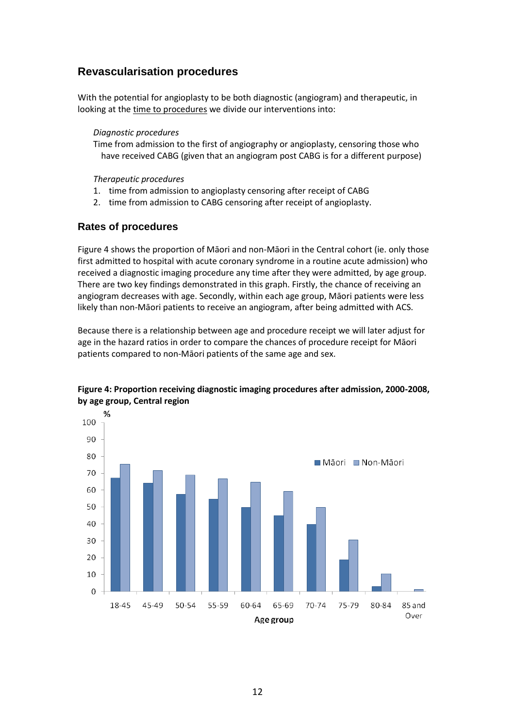## Revascularisation procedures

With the potential for angioplasty to be both diagnostic (angiogram) and therapeutic, in looking at the time to procedures we divide our interventions into:

*Diagnostic procedures*

Time from admission to the first of angiography or angioplasty, censoring those who have received CABG (given that an angiogram post CABG is for a different purpose)

*Therapeutic procedures*

1. time from admission to angioplasty censoring after receipt of CABG
2. time from admission to CABG censoring after receipt of angioplasty.

## Rates of procedures

Figure 4 shows the proportion of Māori and non-Māori in the Central cohort (ie. only those first admitted to hospital with acute coronary syndrome in a routine acute admission) who received a diagnostic imaging procedure any time after they were admitted, by age group. There are two key findings demonstrated in this graph. Firstly, the chance of receiving an angiogram decreases with age. Secondly, within each age group, Māori patients were less likely than non-Māori patients to receive an angiogram, after being admitted with ACS.

Because there is a relationship between age and procedure receipt we will later adjust for age in the hazard ratios in order to compare the chances of procedure receipt for Māori patients compared to non-Māori patients of the same age and sex.

**Figure 4: Proportion receiving diagnostic imaging procedures after admission, 2000-2008, by age group, Central region**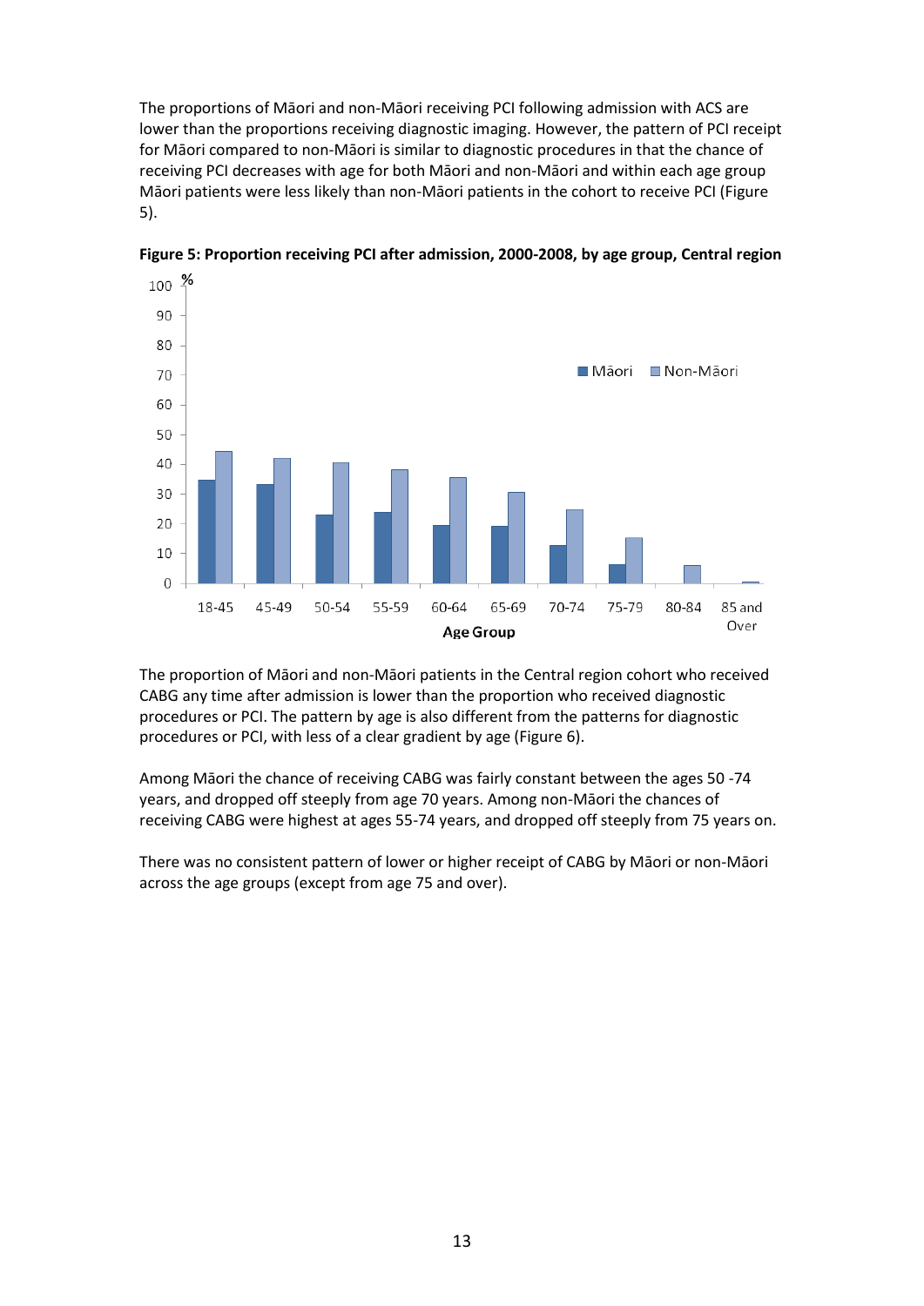The proportions of Māori and non-Māori receiving PCI following admission with ACS are lower than the proportions receiving diagnostic imaging. However, the pattern of PCI receipt for Māori compared to non-Māori is similar to diagnostic procedures in that the chance of receiving PCI decreases with age for both Māori and non-Māori and within each age group Māori patients were less likely than non-Māori patients in the cohort to receive PCI (Figure 5).

**Figure 5: Proportion receiving PCI after admission, 2000-2008, by age group, Central region**

The proportion of Māori and non-Māori patients in the Central region cohort who received CABG any time after admission is lower than the proportion who received diagnostic procedures or PCI. The pattern by age is also different from the patterns for diagnostic procedures or PCI, with less of a clear gradient by age (Figure 6).

Among Māori the chance of receiving CABG was fairly constant between the ages 50 -74 years, and dropped off steeply from age 70 years. Among non-Māori the chances of receiving CABG were highest at ages 55-74 years, and dropped off steeply from 75 years on.

There was no consistent pattern of lower or higher receipt of CABG by Māori or non-Māori across the age groups (except from age 75 and over).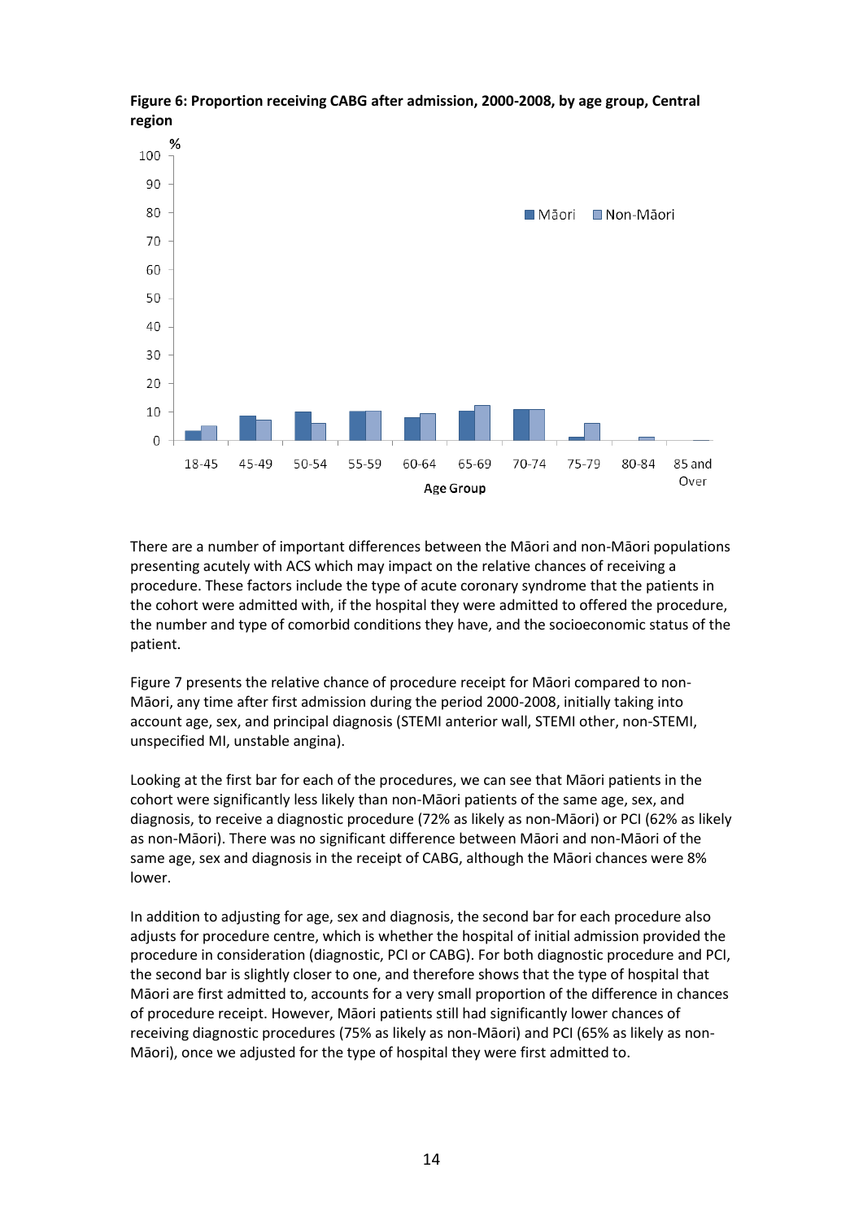**Figure 6: Proportion receiving CABG after admission, 2000-2008, by age group, Central region**

There are a number of important differences between the Māori and non-Māori populations presenting acutely with ACS which may impact on the relative chances of receiving a procedure. These factors include the type of acute coronary syndrome that the patients in the cohort were admitted with, if the hospital they were admitted to offered the procedure, the number and type of comorbid conditions they have, and the socioeconomic status of the patient.

Figure 7 presents the relative chance of procedure receipt for Māori compared to non-Māori, any time after first admission during the period 2000-2008, initially taking into account age, sex, and principal diagnosis (STEMI anterior wall, STEMI other, non-STEMI, unspecified MI, unstable angina).

Looking at the first bar for each of the procedures, we can see that Māori patients in the cohort were significantly less likely than non-Māori patients of the same age, sex, and diagnosis, to receive a diagnostic procedure (72% as likely as non-Māori) or PCI (62% as likely as non-Māori). There was no significant difference between Māori and non-Māori of the same age, sex and diagnosis in the receipt of CABG, although the Māori chances were 8% lower.

In addition to adjusting for age, sex and diagnosis, the second bar for each procedure also adjusts for procedure centre, which is whether the hospital of initial admission provided the procedure in consideration (diagnostic, PCI or CABG). For both diagnostic procedure and PCI, the second bar is slightly closer to one, and therefore shows that the type of hospital that Māori are first admitted to, accounts for a very small proportion of the difference in chances of procedure receipt. However, Māori patients still had significantly lower chances of receiving diagnostic procedures (75% as likely as non-Māori) and PCI (65% as likely as non-Māori), once we adjusted for the type of hospital they were first admitted to.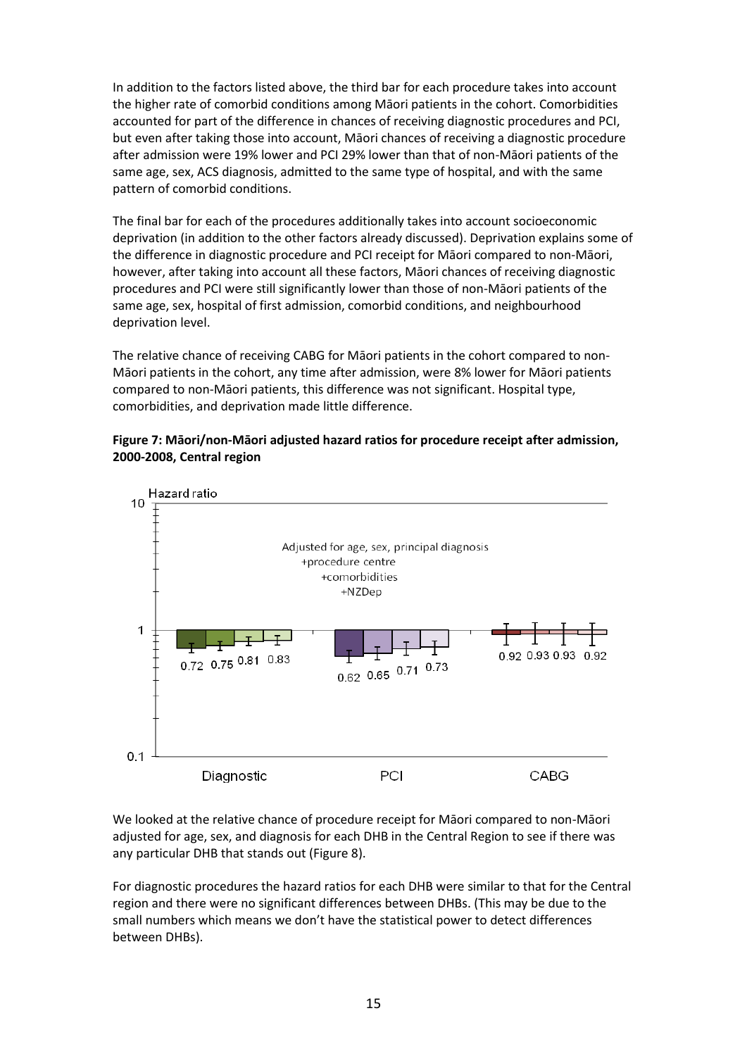In addition to the factors listed above, the third bar for each procedure takes into account the higher rate of comorbid conditions among Māori patients in the cohort. Comorbidities accounted for part of the difference in chances of receiving diagnostic procedures and PCI, but even after taking those into account, Māori chances of receiving a diagnostic procedure after admission were 19% lower and PCI 29% lower than that of non-Māori patients of the same age, sex, ACS diagnosis, admitted to the same type of hospital, and with the same pattern of comorbid conditions.

The final bar for each of the procedures additionally takes into account socioeconomic deprivation (in addition to the other factors already discussed). Deprivation explains some of the difference in diagnostic procedure and PCI receipt for Māori compared to non-Māori, however, after taking into account all these factors, Māori chances of receiving diagnostic procedures and PCI were still significantly lower than those of non-Māori patients of the same age, sex, hospital of first admission, comorbid conditions, and neighbourhood deprivation level.

The relative chance of receiving CABG for Māori patients in the cohort compared to non-Māori patients in the cohort, any time after admission, were 8% lower for Māori patients compared to non-Māori patients, this difference was not significant. Hospital type, comorbidities, and deprivation made little difference.

**Figure 7: Māori/non-Māori adjusted hazard ratios for procedure receipt after admission, 2000-2008, Central region**

| Hazard ratio | Adjusted for age, sex, principal diagnosis | +procedure centre | +comorbidities | +NZDep |
|---|---|---|---|---|
| Diagnostic | 0.72 | 0.75 | 0.81 | 0.83 |
| PCI | 0.62 | 0.65 | 0.71 | 0.73 |
| CABG | 0.92 | 0.93 | 0.93 | 0.92 |

We looked at the relative chance of procedure receipt for Māori compared to non-Māori adjusted for age, sex, and diagnosis for each DHB in the Central Region to see if there was any particular DHB that stands out (Figure 8).

For diagnostic procedures the hazard ratios for each DHB were similar to that for the Central region and there were no significant differences between DHBs. (This may be due to the small numbers which means we don't have the statistical power to detect differences between DHBs).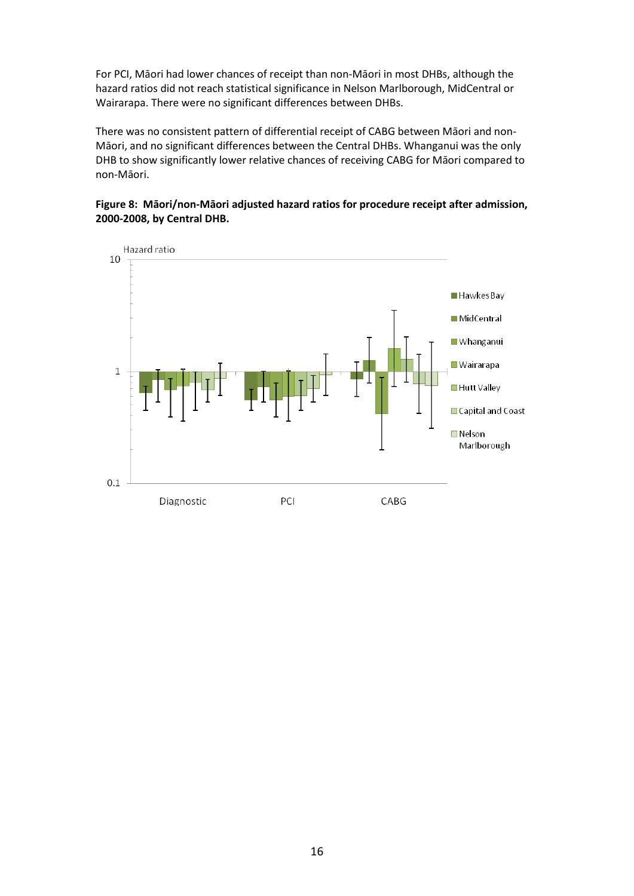For PCI, Māori had lower chances of receipt than non-Māori in most DHBs, although the hazard ratios did not reach statistical significance in Nelson Marlborough, MidCentral or Wairarapa. There were no significant differences between DHBs.

There was no consistent pattern of differential receipt of CABG between Māori and non-Māori, and no significant differences between the Central DHBs. Whanganui was the only DHB to show significantly lower relative chances of receiving CABG for Māori compared to non-Māori.

**Figure 8: Māori/non-Māori adjusted hazard ratios for procedure receipt after admission, 2000-2008, by Central DHB.**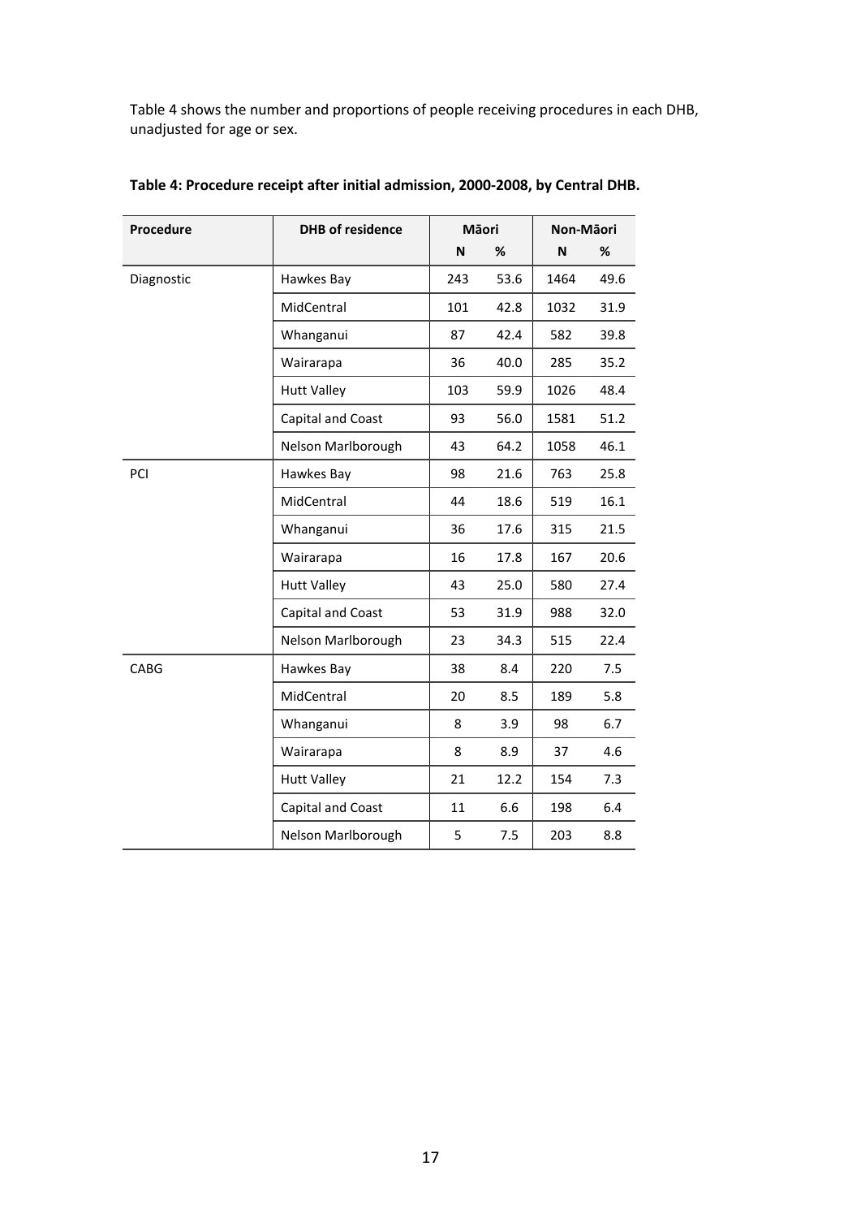Table 4 shows the number and proportions of people receiving procedures in each DHB, unadjusted for age or sex.

**Table 4: Procedure receipt after initial admission, 2000-2008, by Central DHB.**

| Procedure | DHB of residence | Māori | | Non-Māori | |
|---|---|---|---|---|---|
| | | N | % | N | % |
| Diagnostic | Hawkes Bay | 243 | 53.6 | 1464 | 49.6 |
| | MidCentral | 101 | 42.8 | 1032 | 31.9 |
| | Whanganui | 87 | 42.4 | 582 | 39.8 |
| | Wairarapa | 36 | 40.0 | 285 | 35.2 |
| | Hutt Valley | 103 | 59.9 | 1026 | 48.4 |
| | Capital and Coast | 93 | 56.0 | 1581 | 51.2 |
| | Nelson Marlborough | 43 | 64.2 | 1058 | 46.1 |
| PCI | Hawkes Bay | 98 | 21.6 | 763 | 25.8 |
| | MidCentral | 44 | 18.6 | 519 | 16.1 |
| | Whanganui | 36 | 17.6 | 315 | 21.5 |
| | Wairarapa | 16 | 17.8 | 167 | 20.6 |
| | Hutt Valley | 43 | 25.0 | 580 | 27.4 |
| | Capital and Coast | 53 | 31.9 | 988 | 32.0 |
| | Nelson Marlborough | 23 | 34.3 | 515 | 22.4 |
| CABG | Hawkes Bay | 38 | 8.4 | 220 | 7.5 |
| | MidCentral | 20 | 8.5 | 189 | 5.8 |
| | Whanganui | 8 | 3.9 | 98 | 6.7 |
| | Wairarapa | 8 | 8.9 | 37 | 4.6 |
| | Hutt Valley | 21 | 12.2 | 154 | 7.3 |
| | Capital and Coast | 11 | 6.6 | 198 | 6.4 |
| | Nelson Marlborough | 5 | 7.5 | 203 | 8.8 |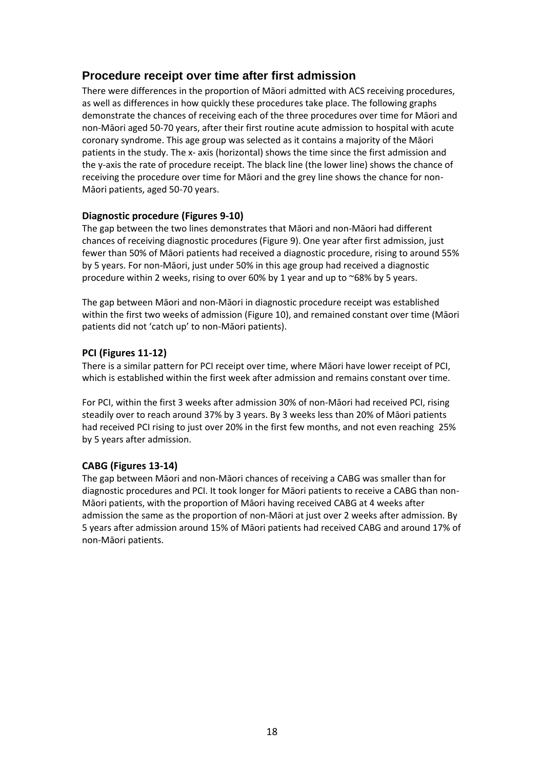## Procedure receipt over time after first admission

There were differences in the proportion of Māori admitted with ACS receiving procedures, as well as differences in how quickly these procedures take place. The following graphs demonstrate the chances of receiving each of the three procedures over time for Māori and non-Māori aged 50-70 years, after their first routine acute admission to hospital with acute coronary syndrome. This age group was selected as it contains a majority of the Māori patients in the study. The x- axis (horizontal) shows the time since the first admission and the y-axis the rate of procedure receipt. The black line (the lower line) shows the chance of receiving the procedure over time for Māori and the grey line shows the chance for non-Māori patients, aged 50-70 years.

### Diagnostic procedure (Figures 9-10)

The gap between the two lines demonstrates that Māori and non-Māori had different chances of receiving diagnostic procedures (Figure 9). One year after first admission, just fewer than 50% of Māori patients had received a diagnostic procedure, rising to around 55% by 5 years. For non-Māori, just under 50% in this age group had received a diagnostic procedure within 2 weeks, rising to over 60% by 1 year and up to ~68% by 5 years.

The gap between Māori and non-Māori in diagnostic procedure receipt was established within the first two weeks of admission (Figure 10), and remained constant over time (Māori patients did not 'catch up' to non-Māori patients).

### PCI (Figures 11-12)

There is a similar pattern for PCI receipt over time, where Māori have lower receipt of PCI, which is established within the first week after admission and remains constant over time.

For PCI, within the first 3 weeks after admission 30% of non-Māori had received PCI, rising steadily over to reach around 37% by 3 years. By 3 weeks less than 20% of Māori patients had received PCI rising to just over 20% in the first few months, and not even reaching 25% by 5 years after admission.

### CABG (Figures 13-14)

The gap between Māori and non-Māori chances of receiving a CABG was smaller than for diagnostic procedures and PCI. It took longer for Māori patients to receive a CABG than non-Māori patients, with the proportion of Māori having received CABG at 4 weeks after admission the same as the proportion of non-Māori at just over 2 weeks after admission. By 5 years after admission around 15% of Māori patients had received CABG and around 17% of non-Māori patients.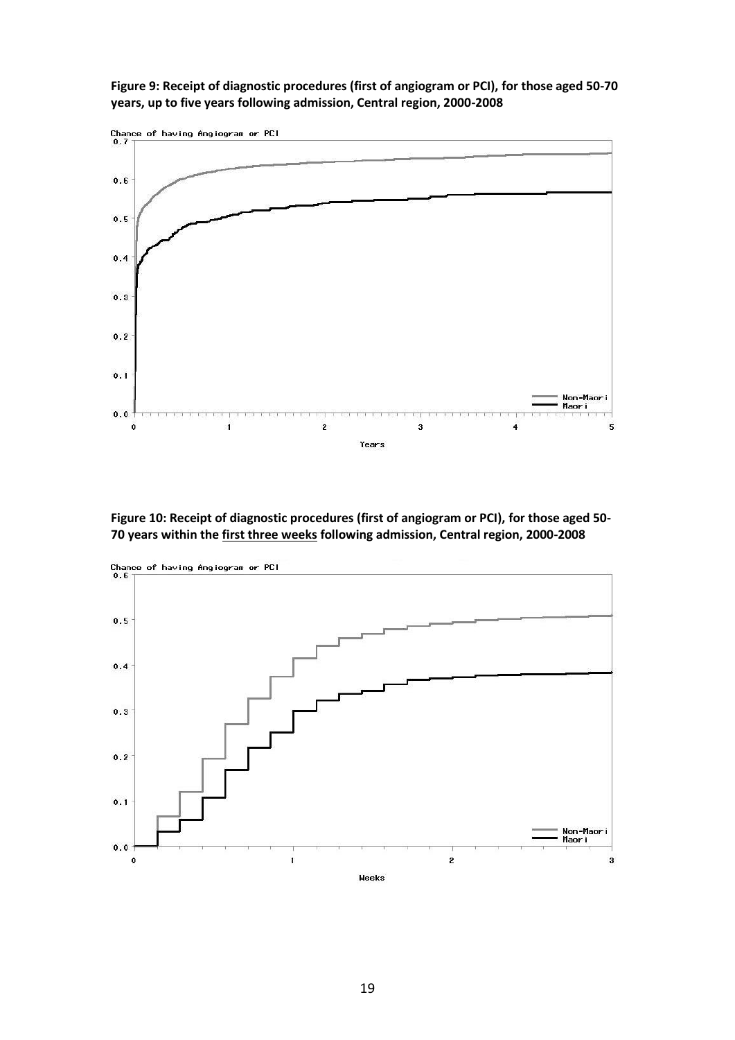**Figure 9: Receipt of diagnostic procedures (first of angiogram or PCI), for those aged 50-70 years, up to five years following admission, Central region, 2000-2008**

**Figure 10: Receipt of diagnostic procedures (first of angiogram or PCI), for those aged 50-70 years within the first three weeks following admission, Central region, 2000-2008**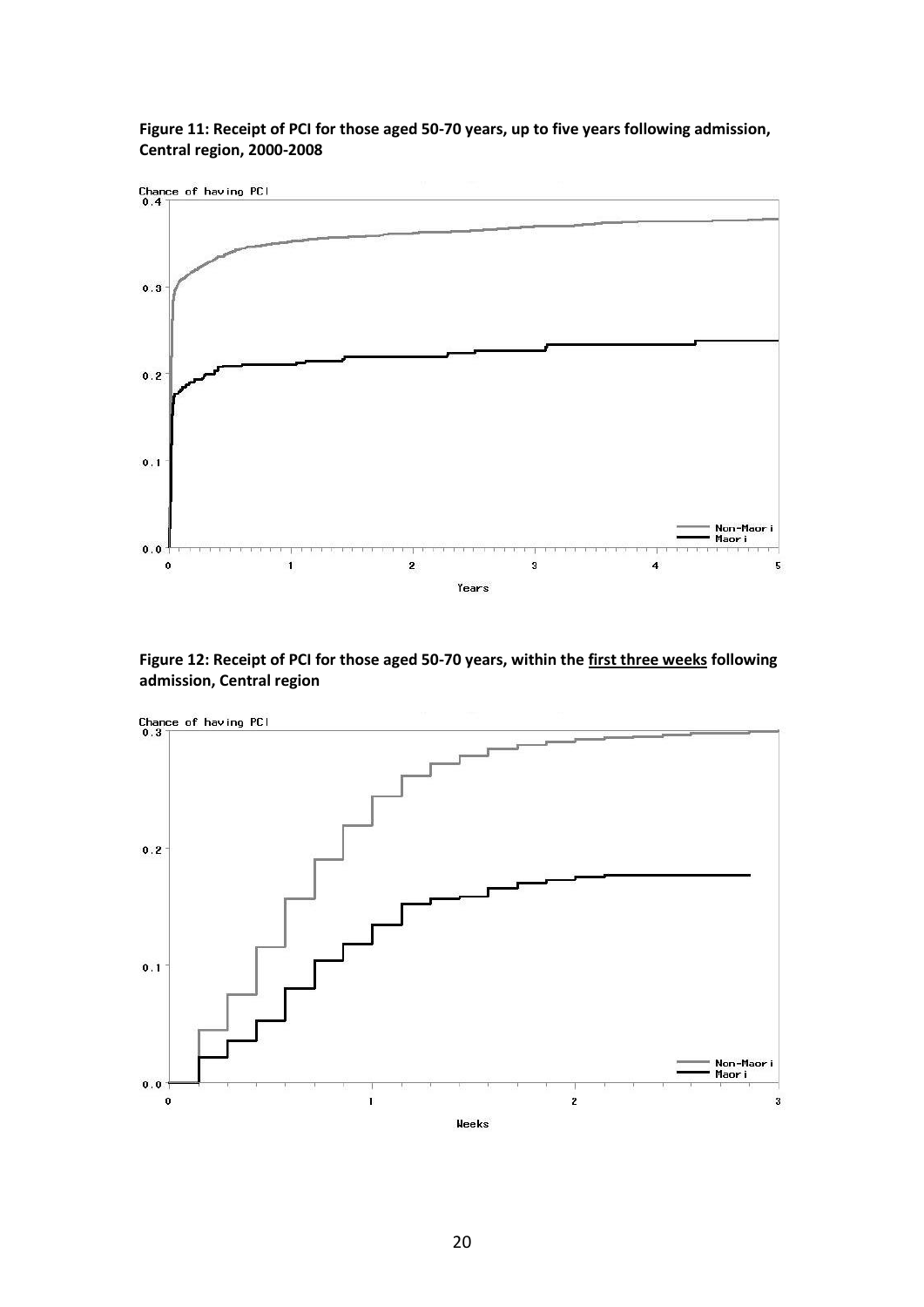**Figure 11: Receipt of PCI for those aged 50-70 years, up to five years following admission, Central region, 2000-2008**

**Figure 12: Receipt of PCI for those aged 50-70 years, within the <u>first three weeks</u> following admission, Central region**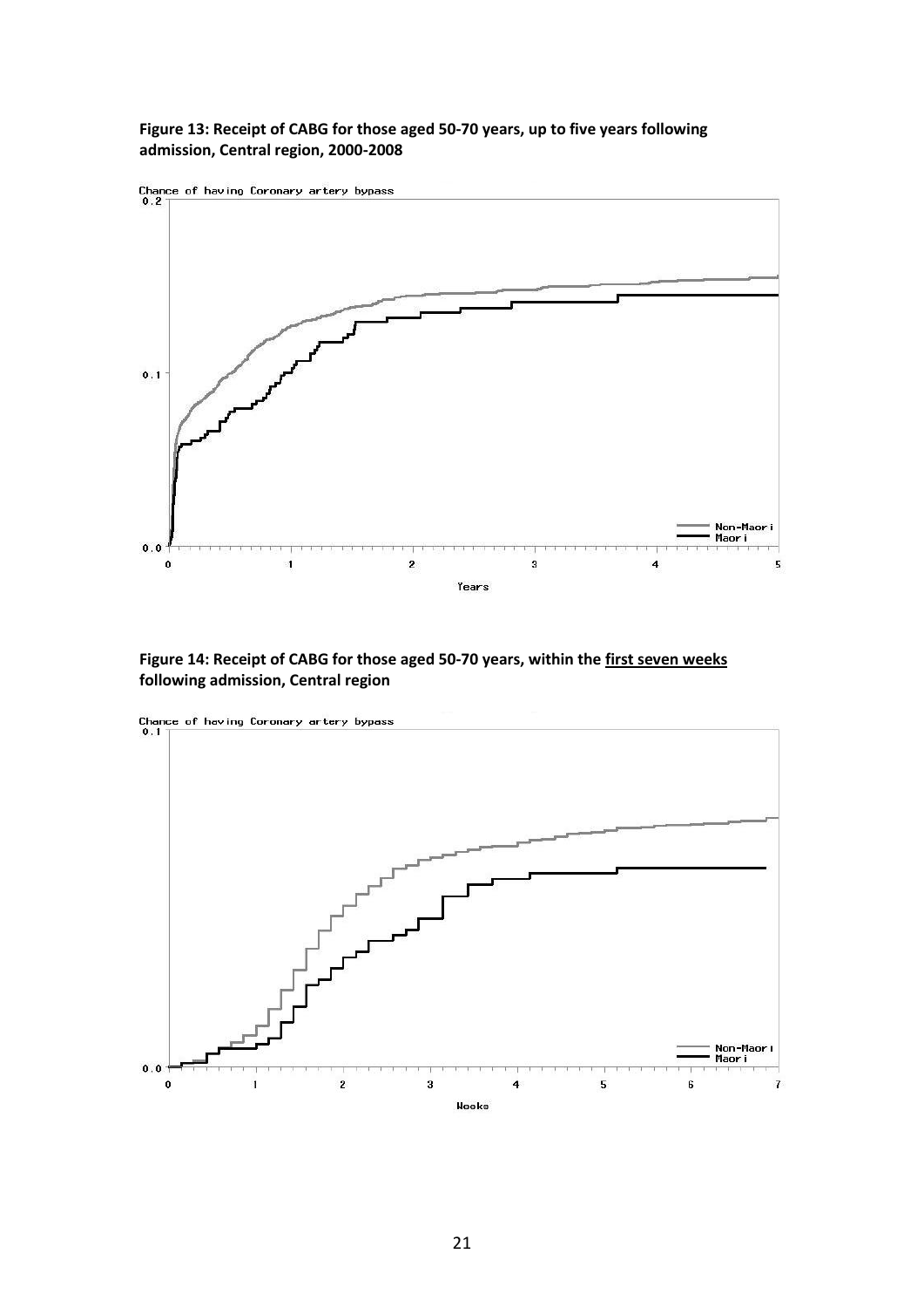**Figure 13: Receipt of CABG for those aged 50-70 years, up to five years following admission, Central region, 2000-2008**

**Figure 14: Receipt of CABG for those aged 50-70 years, within the <u>first seven weeks</u> following admission, Central region**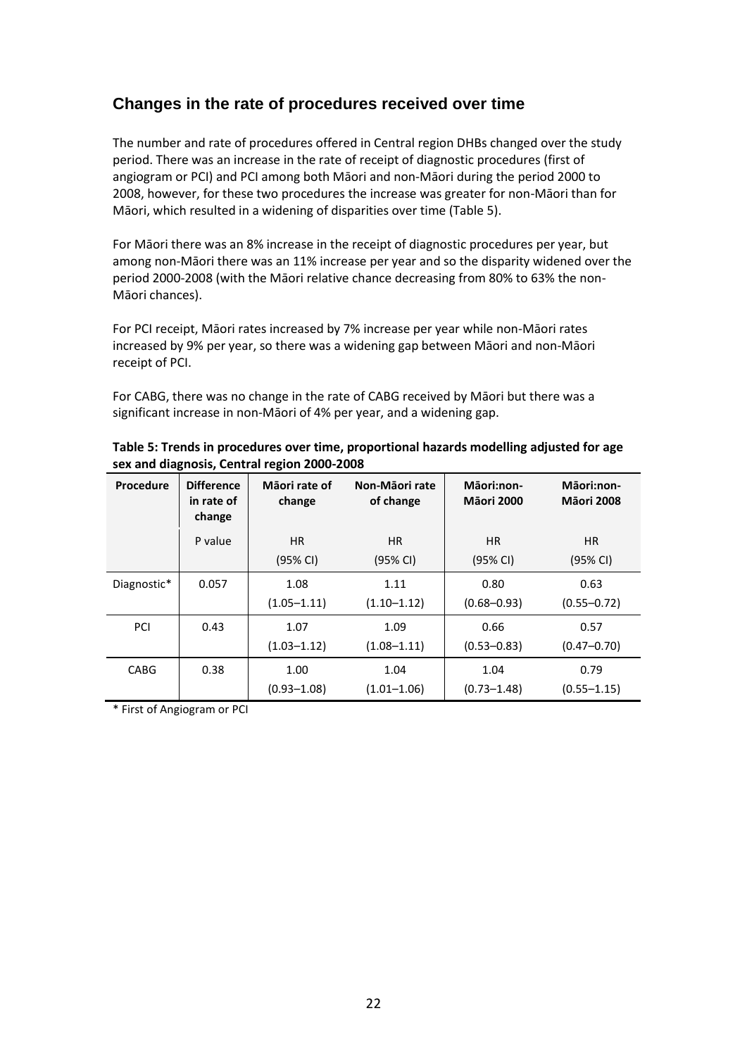## Changes in the rate of procedures received over time

The number and rate of procedures offered in Central region DHBs changed over the study period. There was an increase in the rate of receipt of diagnostic procedures (first of angiogram or PCI) and PCI among both Māori and non-Māori during the period 2000 to 2008, however, for these two procedures the increase was greater for non-Māori than for Māori, which resulted in a widening of disparities over time (Table 5).

For Māori there was an 8% increase in the receipt of diagnostic procedures per year, but among non-Māori there was an 11% increase per year and so the disparity widened over the period 2000-2008 (with the Māori relative chance decreasing from 80% to 63% the non-Māori chances).

For PCI receipt, Māori rates increased by 7% increase per year while non-Māori rates increased by 9% per year, so there was a widening gap between Māori and non-Māori receipt of PCI.

For CABG, there was no change in the rate of CABG received by Māori but there was a significant increase in non-Māori of 4% per year, and a widening gap.

**Table 5: Trends in procedures over time, proportional hazards modelling adjusted for age sex and diagnosis, Central region 2000-2008**

| Procedure | Difference in rate of change | Māori rate of change | Non-Māori rate of change | Māori:non-Māori 2000 | Māori:non-Māori 2008 |
|---|---|---|---|---|---|
| | P value | HR (95% CI) | HR (95% CI) | HR (95% CI) | HR (95% CI) |
| Diagnostic* | 0.057 | 1.08 (1.05–1.11) | 1.11 (1.10–1.12) | 0.80 (0.68–0.93) | 0.63 (0.55–0.72) |
| PCI | 0.43 | 1.07 (1.03–1.12) | 1.09 (1.08–1.11) | 0.66 (0.53–0.83) | 0.57 (0.47–0.70) |
| CABG | 0.38 | 1.00 (0.93–1.08) | 1.04 (1.01–1.06) | 1.04 (0.73–1.48) | 0.79 (0.55–1.15) |

* First of Angiogram or PCI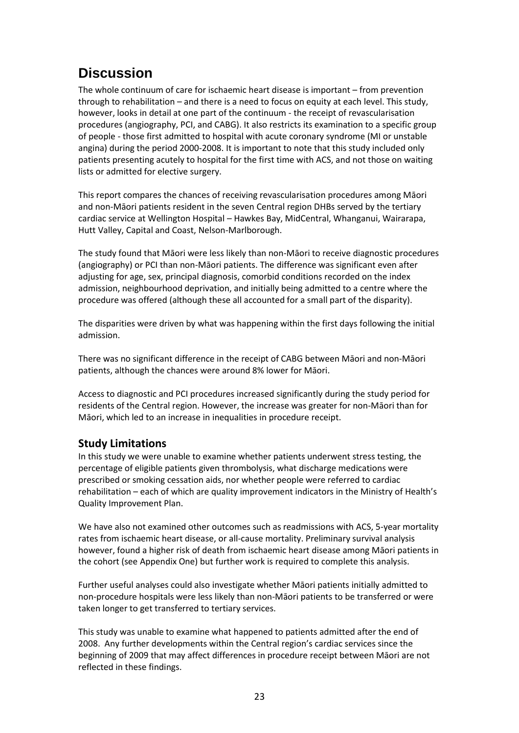# Discussion

The whole continuum of care for ischaemic heart disease is important – from prevention through to rehabilitation – and there is a need to focus on equity at each level. This study, however, looks in detail at one part of the continuum - the receipt of revascularisation procedures (angiography, PCI, and CABG). It also restricts its examination to a specific group of people - those first admitted to hospital with acute coronary syndrome (MI or unstable angina) during the period 2000-2008. It is important to note that this study included only patients presenting acutely to hospital for the first time with ACS, and not those on waiting lists or admitted for elective surgery.

This report compares the chances of receiving revascularisation procedures among Māori and non-Māori patients resident in the seven Central region DHBs served by the tertiary cardiac service at Wellington Hospital – Hawkes Bay, MidCentral, Whanganui, Wairarapa, Hutt Valley, Capital and Coast, Nelson-Marlborough.

The study found that Māori were less likely than non-Māori to receive diagnostic procedures (angiography) or PCI than non-Māori patients. The difference was significant even after adjusting for age, sex, principal diagnosis, comorbid conditions recorded on the index admission, neighbourhood deprivation, and initially being admitted to a centre where the procedure was offered (although these all accounted for a small part of the disparity).

The disparities were driven by what was happening within the first days following the initial admission.

There was no significant difference in the receipt of CABG between Māori and non-Māori patients, although the chances were around 8% lower for Māori.

Access to diagnostic and PCI procedures increased significantly during the study period for residents of the Central region. However, the increase was greater for non-Māori than for Māori, which led to an increase in inequalities in procedure receipt.

## Study Limitations

In this study we were unable to examine whether patients underwent stress testing, the percentage of eligible patients given thrombolysis, what discharge medications were prescribed or smoking cessation aids, nor whether people were referred to cardiac rehabilitation – each of which are quality improvement indicators in the Ministry of Health's Quality Improvement Plan.

We have also not examined other outcomes such as readmissions with ACS, 5-year mortality rates from ischaemic heart disease, or all-cause mortality. Preliminary survival analysis however, found a higher risk of death from ischaemic heart disease among Māori patients in the cohort (see Appendix One) but further work is required to complete this analysis.

Further useful analyses could also investigate whether Māori patients initially admitted to non-procedure hospitals were less likely than non-Māori patients to be transferred or were taken longer to get transferred to tertiary services.

This study was unable to examine what happened to patients admitted after the end of 2008. Any further developments within the Central region's cardiac services since the beginning of 2009 that may affect differences in procedure receipt between Māori are not reflected in these findings.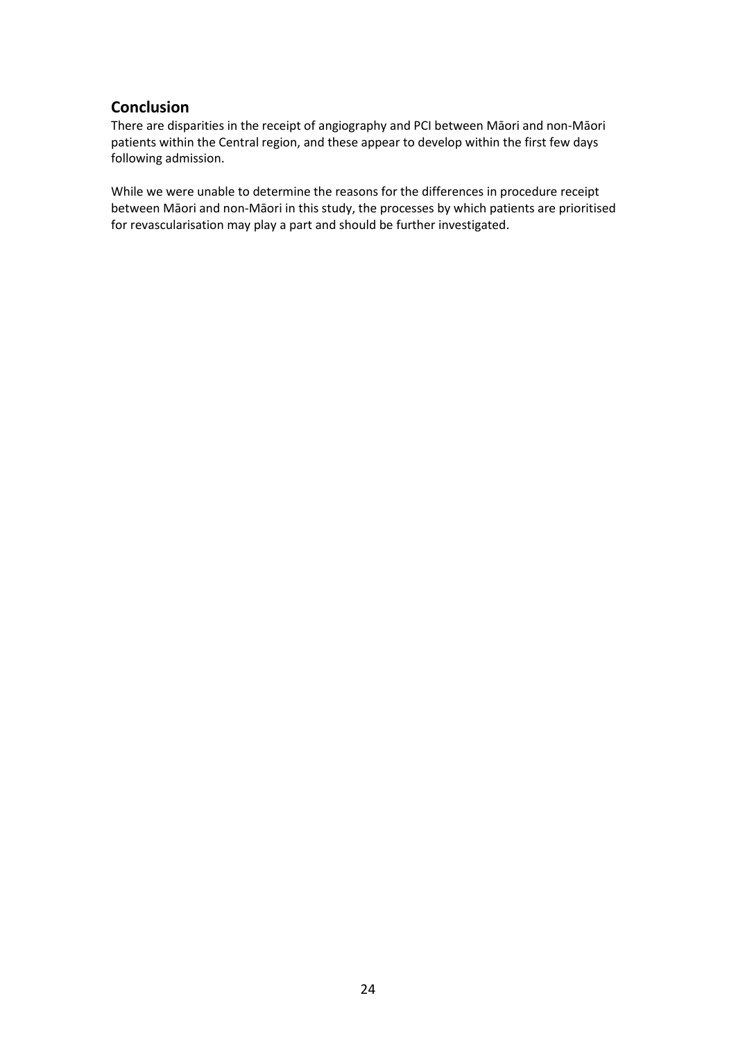## Conclusion

There are disparities in the receipt of angiography and PCI between Māori and non-Māori patients within the Central region, and these appear to develop within the first few days following admission.

While we were unable to determine the reasons for the differences in procedure receipt between Māori and non-Māori in this study, the processes by which patients are prioritised for revascularisation may play a part and should be further investigated.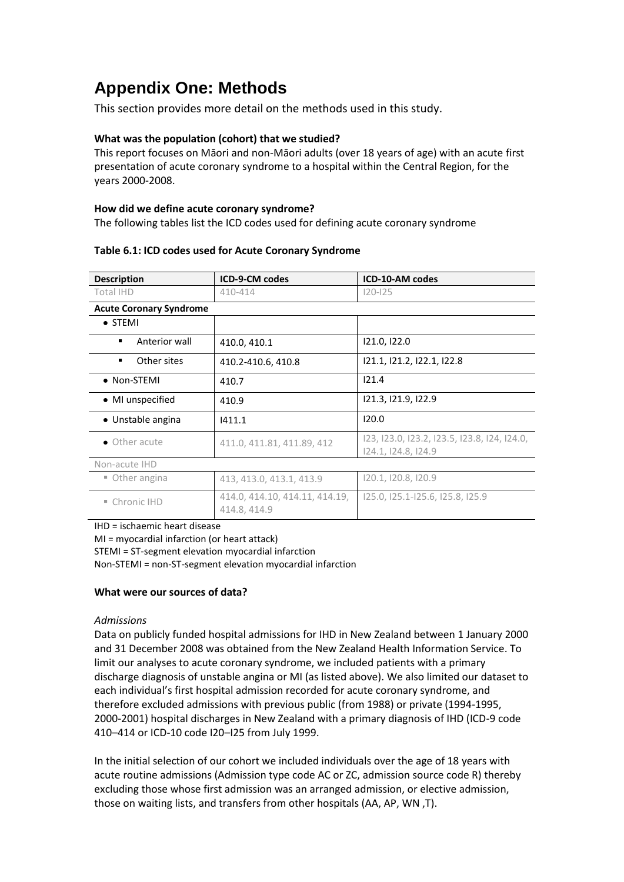# Appendix One: Methods

This section provides more detail on the methods used in this study.

**What was the population (cohort) that we studied?**

This report focuses on Māori and non-Māori adults (over 18 years of age) with an acute first presentation of acute coronary syndrome to a hospital within the Central Region, for the years 2000-2008.

**How did we define acute coronary syndrome?**

The following tables list the ICD codes used for defining acute coronary syndrome

**Table 6.1: ICD codes used for Acute Coronary Syndrome**

| Description | ICD-9-CM codes | ICD-10-AM codes |
|---|---|---|
| Total IHD | 410-414 | I20-I25 |
| **Acute Coronary Syndrome** | | |
| • STEMI | | |
| ▪ Anterior wall | 410.0, 410.1 | I21.0, I22.0 |
| ▪ Other sites | 410.2-410.6, 410.8 | I21.1, I21.2, I22.1, I22.8 |
| • Non-STEMI | 410.7 | I21.4 |
| • MI unspecified | 410.9 | I21.3, I21.9, I22.9 |
| • Unstable angina | I411.1 | I20.0 |
| • Other acute | 411.0, 411.81, 411.89, 412 | I23, I23.0, I23.2, I23.5, I23.8, I24, I24.0, I24.1, I24.8, I24.9 |
| Non-acute IHD | | |
| ▪ Other angina | 413, 413.0, 413.1, 413.9 | I20.1, I20.8, I20.9 |
| ▪ Chronic IHD | 414.0, 414.10, 414.11, 414.19, 414.8, 414.9 | I25.0, I25.1-I25.6, I25.8, I25.9 |

IHD = ischaemic heart disease

MI = myocardial infarction (or heart attack)

STEMI = ST-segment elevation myocardial infarction

Non-STEMI = non-ST-segment elevation myocardial infarction

**What were our sources of data?**

*Admissions*

Data on publicly funded hospital admissions for IHD in New Zealand between 1 January 2000 and 31 December 2008 was obtained from the New Zealand Health Information Service. To limit our analyses to acute coronary syndrome, we included patients with a primary discharge diagnosis of unstable angina or MI (as listed above). We also limited our dataset to each individual's first hospital admission recorded for acute coronary syndrome, and therefore excluded admissions with previous public (from 1988) or private (1994-1995, 2000-2001) hospital discharges in New Zealand with a primary diagnosis of IHD (ICD-9 code 410–414 or ICD-10 code I20–I25 from July 1999.

In the initial selection of our cohort we included individuals over the age of 18 years with acute routine admissions (Admission type code AC or ZC, admission source code R) thereby excluding those whose first admission was an arranged admission, or elective admission, those on waiting lists, and transfers from other hospitals (AA, AP, WN ,T).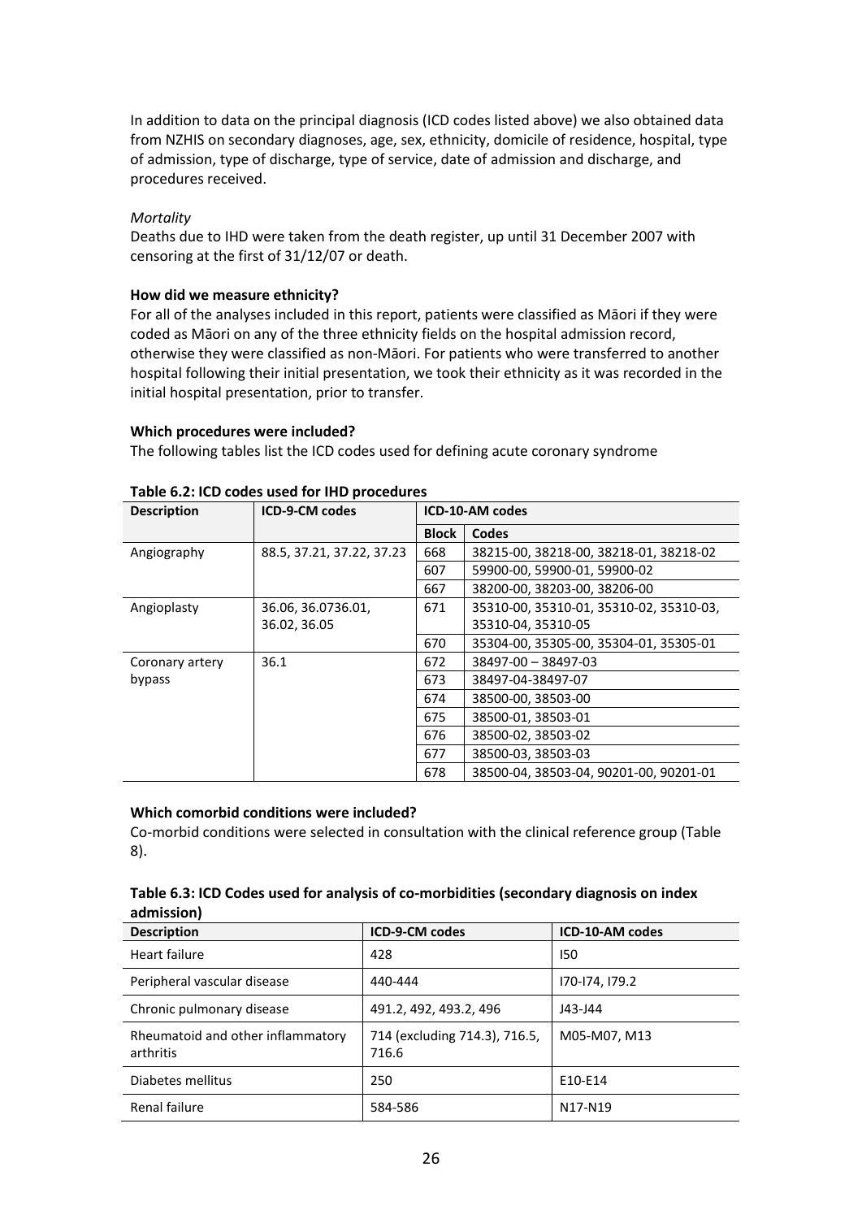In addition to data on the principal diagnosis (ICD codes listed above) we also obtained data from NZHIS on secondary diagnoses, age, sex, ethnicity, domicile of residence, hospital, type of admission, type of discharge, type of service, date of admission and discharge, and procedures received.

*Mortality*

Deaths due to IHD were taken from the death register, up until 31 December 2007 with censoring at the first of 31/12/07 or death.

**How did we measure ethnicity?**

For all of the analyses included in this report, patients were classified as Māori if they were coded as Māori on any of the three ethnicity fields on the hospital admission record, otherwise they were classified as non-Māori. For patients who were transferred to another hospital following their initial presentation, we took their ethnicity as it was recorded in the initial hospital presentation, prior to transfer.

**Which procedures were included?**

The following tables list the ICD codes used for defining acute coronary syndrome

**Table 6.2: ICD codes used for IHD procedures**

| Description | ICD-9-CM codes | ICD-10-AM codes | |
|---|---|---|---|
| | | **Block** | **Codes** |
| Angiography | 88.5, 37.21, 37.22, 37.23 | 668 | 38215-00, 38218-00, 38218-01, 38218-02 |
| | | 607 | 59900-00, 59900-01, 59900-02 |
| | | 667 | 38200-00, 38203-00, 38206-00 |
| Angioplasty | 36.06, 36.0736.01, 36.02, 36.05 | 671 | 35310-00, 35310-01, 35310-02, 35310-03, 35310-04, 35310-05 |
| | | 670 | 35304-00, 35305-00, 35304-01, 35305-01 |
| Coronary artery bypass | 36.1 | 672 | 38497-00 – 38497-03 |
| | | 673 | 38497-04-38497-07 |
| | | 674 | 38500-00, 38503-00 |
| | | 675 | 38500-01, 38503-01 |
| | | 676 | 38500-02, 38503-02 |
| | | 677 | 38500-03, 38503-03 |
| | | 678 | 38500-04, 38503-04, 90201-00, 90201-01 |

**Which comorbid conditions were included?**

Co-morbid conditions were selected in consultation with the clinical reference group (Table 8).

**Table 6.3: ICD Codes used for analysis of co-morbidities (secondary diagnosis on index admission)**

| Description | ICD-9-CM codes | ICD-10-AM codes |
|---|---|---|
| Heart failure | 428 | I50 |
| Peripheral vascular disease | 440-444 | I70-I74, I79.2 |
| Chronic pulmonary disease | 491.2, 492, 493.2, 496 | J43-J44 |
| Rheumatoid and other inflammatory arthritis | 714 (excluding 714.3), 716.5, 716.6 | M05-M07, M13 |
| Diabetes mellitus | 250 | E10-E14 |
| Renal failure | 584-586 | N17-N19 |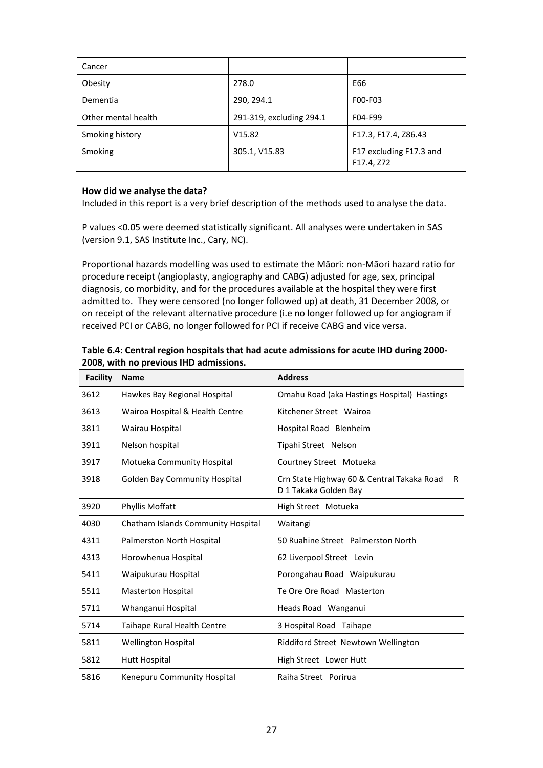| Cancer | | |
|---|---|---|
| Obesity | 278.0 | E66 |
| Dementia | 290, 294.1 | F00-F03 |
| Other mental health | 291-319, excluding 294.1 | F04-F99 |
| Smoking history | V15.82 | F17.3, F17.4, Z86.43 |
| Smoking | 305.1, V15.83 | F17 excluding F17.3 and F17.4, Z72 |

**How did we analyse the data?**

Included in this report is a very brief description of the methods used to analyse the data.

P values <0.05 were deemed statistically significant. All analyses were undertaken in SAS (version 9.1, SAS Institute Inc., Cary, NC).

Proportional hazards modelling was used to estimate the Māori: non-Māori hazard ratio for procedure receipt (angioplasty, angiography and CABG) adjusted for age, sex, principal diagnosis, co morbidity, and for the procedures available at the hospital they were first admitted to. They were censored (no longer followed up) at death, 31 December 2008, or on receipt of the relevant alternative procedure (i.e no longer followed up for angiogram if received PCI or CABG, no longer followed for PCI if receive CABG and vice versa.

**Table 6.4: Central region hospitals that had acute admissions for acute IHD during 2000-2008, with no previous IHD admissions.**

| Facility | Name | Address |
|---|---|---|
| 3612 | Hawkes Bay Regional Hospital | Omahu Road (aka Hastings Hospital) Hastings |
| 3613 | Wairoa Hospital & Health Centre | Kitchener Street Wairoa |
| 3811 | Wairau Hospital | Hospital Road Blenheim |
| 3911 | Nelson hospital | Tipahi Street Nelson |
| 3917 | Motueka Community Hospital | Courtney Street Motueka |
| 3918 | Golden Bay Community Hospital | Crn State Highway 60 & Central Takaka Road R D 1 Takaka Golden Bay |
| 3920 | Phyllis Moffatt | High Street Motueka |
| 4030 | Chatham Islands Community Hospital | Waitangi |
| 4311 | Palmerston North Hospital | 50 Ruahine Street Palmerston North |
| 4313 | Horowhenua Hospital | 62 Liverpool Street Levin |
| 5411 | Waipukurau Hospital | Porongahau Road Waipukurau |
| 5511 | Masterton Hospital | Te Ore Ore Road Masterton |
| 5711 | Whanganui Hospital | Heads Road Wanganui |
| 5714 | Taihape Rural Health Centre | 3 Hospital Road Taihape |
| 5811 | Wellington Hospital | Riddiford Street Newtown Wellington |
| 5812 | Hutt Hospital | High Street Lower Hutt |
| 5816 | Kenepuru Community Hospital | Raiha Street Porirua |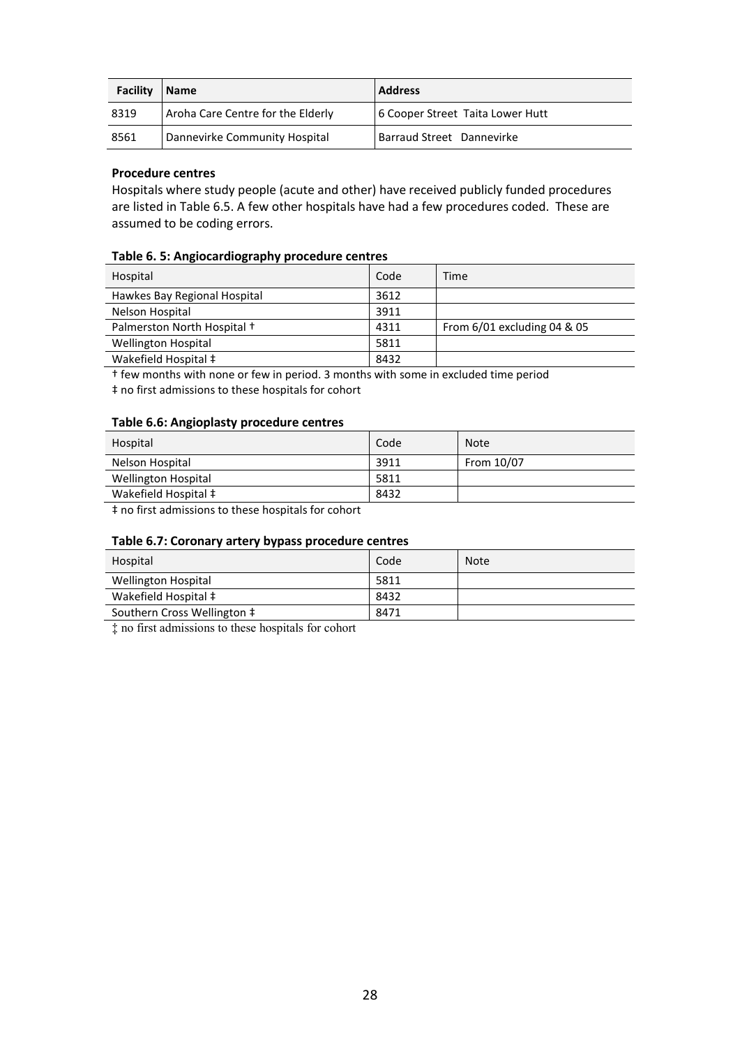| Facility | Name | Address |
|---|---|---|
| 8319 | Aroha Care Centre for the Elderly | 6 Cooper Street Taita Lower Hutt |
| 8561 | Dannevirke Community Hospital | Barraud Street Dannevirke |

**Procedure centres**

Hospitals where study people (acute and other) have received publicly funded procedures are listed in Table 6.5. A few other hospitals have had a few procedures coded. These are assumed to be coding errors.

**Table 6. 5: Angiocardiography procedure centres**

| Hospital | Code | Time |
|---|---|---|
| Hawkes Bay Regional Hospital | 3612 | |
| Nelson Hospital | 3911 | |
| Palmerston North Hospital † | 4311 | From 6/01 excluding 04 & 05 |
| Wellington Hospital | 5811 | |
| Wakefield Hospital ‡ | 8432 | |

† few months with none or few in period. 3 months with some in excluded time period

‡ no first admissions to these hospitals for cohort

**Table 6.6: Angioplasty procedure centres**

| Hospital | Code | Note |
|---|---|---|
| Nelson Hospital | 3911 | From 10/07 |
| Wellington Hospital | 5811 | |
| Wakefield Hospital ‡ | 8432 | |

‡ no first admissions to these hospitals for cohort

**Table 6.7: Coronary artery bypass procedure centres**

| Hospital | Code | Note |
|---|---|---|
| Wellington Hospital | 5811 | |
| Wakefield Hospital ‡ | 8432 | |
| Southern Cross Wellington ‡ | 8471 | |

‡ no first admissions to these hospitals for cohort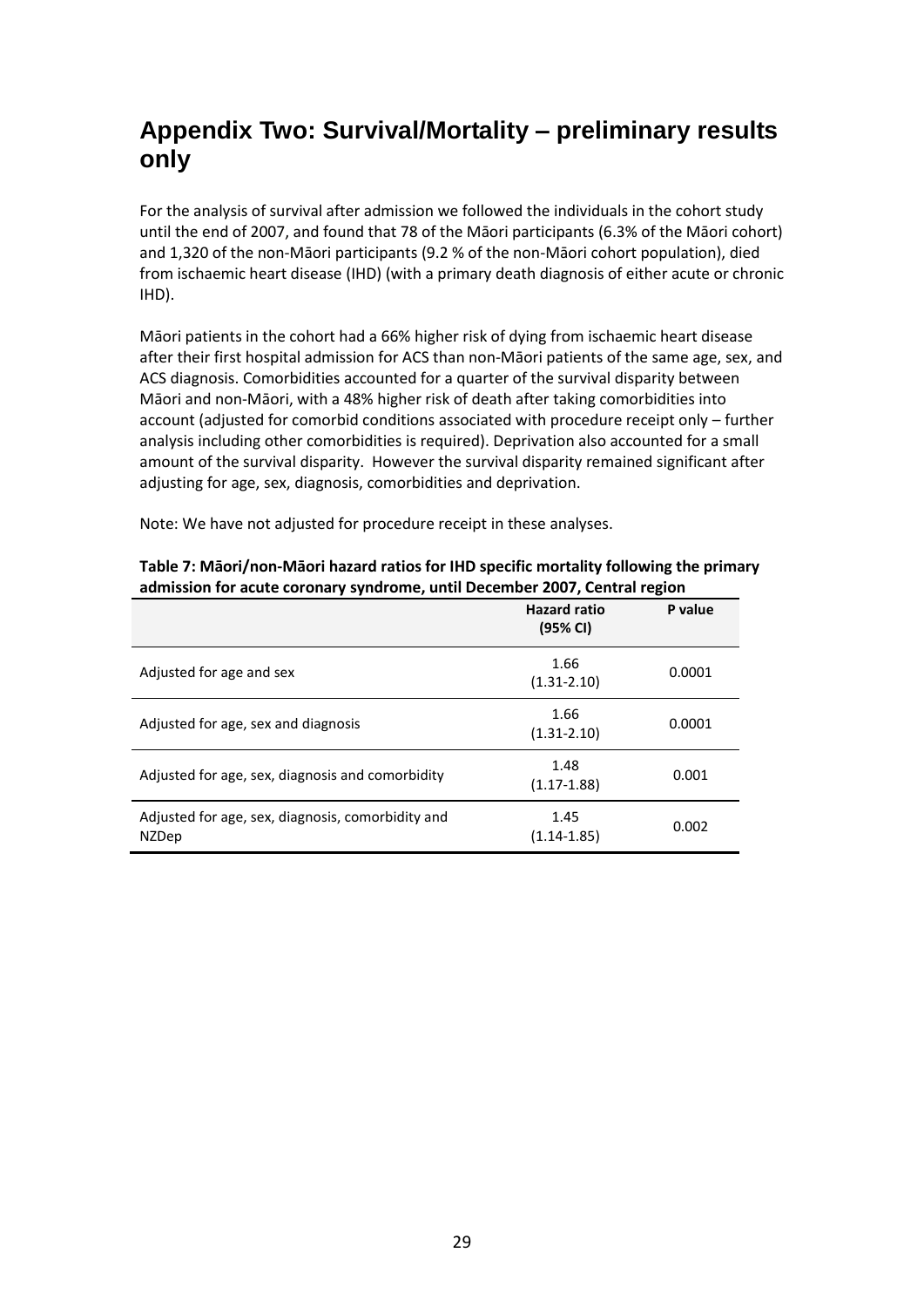# Appendix Two: Survival/Mortality – preliminary results only

For the analysis of survival after admission we followed the individuals in the cohort study until the end of 2007, and found that 78 of the Māori participants (6.3% of the Māori cohort) and 1,320 of the non-Māori participants (9.2 % of the non-Māori cohort population), died from ischaemic heart disease (IHD) (with a primary death diagnosis of either acute or chronic IHD).

Māori patients in the cohort had a 66% higher risk of dying from ischaemic heart disease after their first hospital admission for ACS than non-Māori patients of the same age, sex, and ACS diagnosis. Comorbidities accounted for a quarter of the survival disparity between Māori and non-Māori, with a 48% higher risk of death after taking comorbidities into account (adjusted for comorbid conditions associated with procedure receipt only – further analysis including other comorbidities is required). Deprivation also accounted for a small amount of the survival disparity. However the survival disparity remained significant after adjusting for age, sex, diagnosis, comorbidities and deprivation.

Note: We have not adjusted for procedure receipt in these analyses.

**Table 7: Māori/non-Māori hazard ratios for IHD specific mortality following the primary admission for acute coronary syndrome, until December 2007, Central region**

| | Hazard ratio (95% CI) | P value |
|---|---|---|
| Adjusted for age and sex | 1.66 (1.31-2.10) | 0.0001 |
| Adjusted for age, sex and diagnosis | 1.66 (1.31-2.10) | 0.0001 |
| Adjusted for age, sex, diagnosis and comorbidity | 1.48 (1.17-1.88) | 0.001 |
| Adjusted for age, sex, diagnosis, comorbidity and NZDep | 1.45 (1.14-1.85) | 0.002 |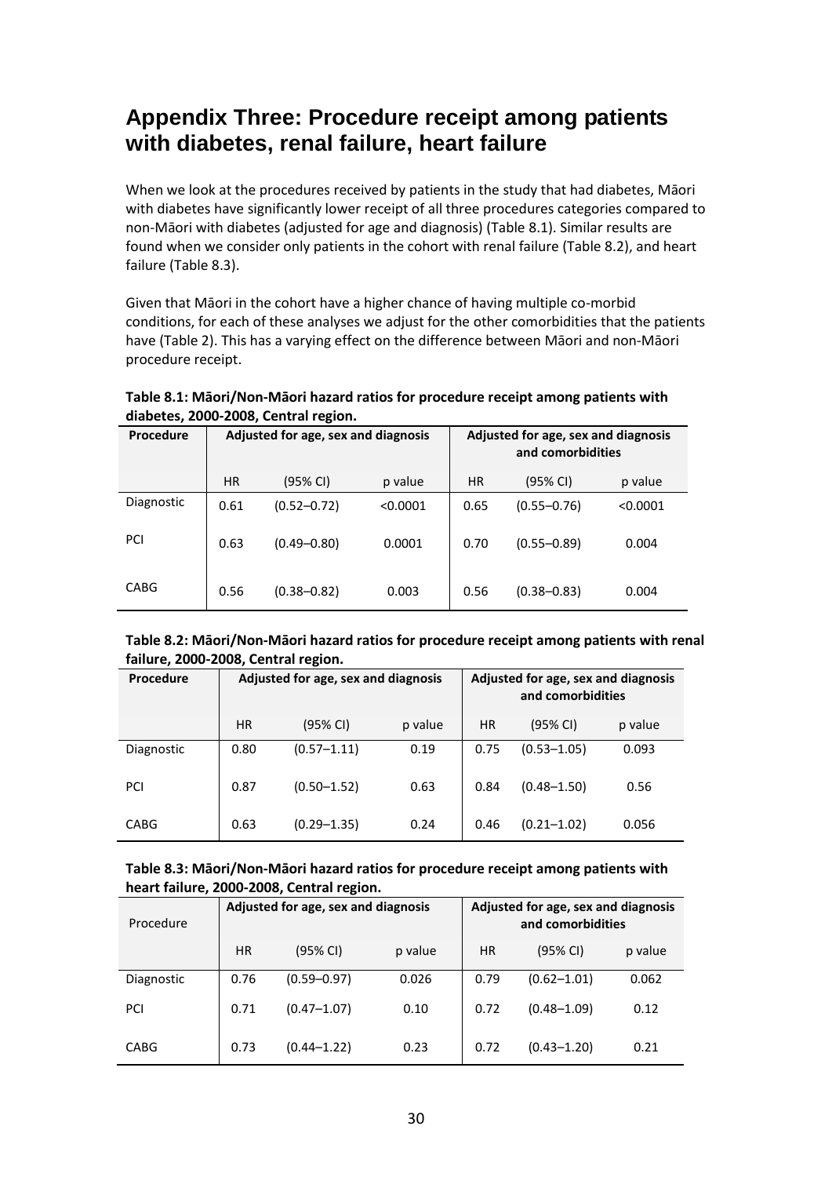# Appendix Three: Procedure receipt among patients with diabetes, renal failure, heart failure

When we look at the procedures received by patients in the study that had diabetes, Māori with diabetes have significantly lower receipt of all three procedures categories compared to non-Māori with diabetes (adjusted for age and diagnosis) (Table 8.1). Similar results are found when we consider only patients in the cohort with renal failure (Table 8.2), and heart failure (Table 8.3).

Given that Māori in the cohort have a higher chance of having multiple co-morbid conditions, for each of these analyses we adjust for the other comorbidities that the patients have (Table 2). This has a varying effect on the difference between Māori and non-Māori procedure receipt.

**Table 8.1: Māori/Non-Māori hazard ratios for procedure receipt among patients with diabetes, 2000-2008, Central region.**

| Procedure | Adjusted for age, sex and diagnosis | | | Adjusted for age, sex and diagnosis and comorbidities | | |
|---|---|---|---|---|---|---|
| | HR | (95% CI) | p value | HR | (95% CI) | p value |
| Diagnostic | 0.61 | (0.52–0.72) | <0.0001 | 0.65 | (0.55–0.76) | <0.0001 |
| PCI | 0.63 | (0.49–0.80) | 0.0001 | 0.70 | (0.55–0.89) | 0.004 |
| CABG | 0.56 | (0.38–0.82) | 0.003 | 0.56 | (0.38–0.83) | 0.004 |

**Table 8.2: Māori/Non-Māori hazard ratios for procedure receipt among patients with renal failure, 2000-2008, Central region.**

| Procedure | Adjusted for age, sex and diagnosis | | | Adjusted for age, sex and diagnosis and comorbidities | | |
|---|---|---|---|---|---|---|
| | HR | (95% CI) | p value | HR | (95% CI) | p value |
| Diagnostic | 0.80 | (0.57–1.11) | 0.19 | 0.75 | (0.53–1.05) | 0.093 |
| PCI | 0.87 | (0.50–1.52) | 0.63 | 0.84 | (0.48–1.50) | 0.56 |
| CABG | 0.63 | (0.29–1.35) | 0.24 | 0.46 | (0.21–1.02) | 0.056 |

**Table 8.3: Māori/Non-Māori hazard ratios for procedure receipt among patients with heart failure, 2000-2008, Central region.**

| Procedure | Adjusted for age, sex and diagnosis | | | Adjusted for age, sex and diagnosis and comorbidities | | |
|---|---|---|---|---|---|---|
| | HR | (95% CI) | p value | HR | (95% CI) | p value |
| Diagnostic | 0.76 | (0.59–0.97) | 0.026 | 0.79 | (0.62–1.01) | 0.062 |
| PCI | 0.71 | (0.47–1.07) | 0.10 | 0.72 | (0.48–1.09) | 0.12 |
| CABG | 0.73 | (0.44–1.22) | 0.23 | 0.72 | (0.43–1.20) | 0.21 |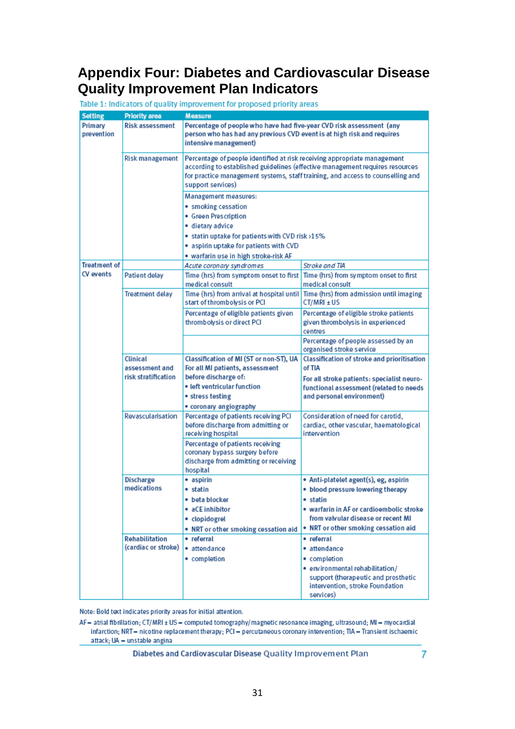# Appendix Four: Diabetes and Cardiovascular Disease Quality Improvement Plan Indicators

Table 1: Indicators of quality improvement for proposed priority areas

| Setting | Priority area | Measure | |
|---|---|---|---|
| Primary prevention | Risk assessment | Percentage of people who have had five-year CVD risk assessment (any person who has had any previous CVD event is at high risk and requires intensive management) | |
| | Risk management | Percentage of people identified at risk receiving appropriate management according to established guidelines (effective management requires resources for practice management systems, staff training, and access to counselling and support services) | |
| | | Management measures: • smoking cessation • Green Prescription • dietary advice • statin uptake for patients with CVD risk >15% • aspirin uptake for patients with CVD • warfarin use in high stroke-risk AF | |
| Treatment of CV events | | *Acute coronary syndromes* | *Stroke and TIA* |
| | Patient delay | Time (hrs) from symptom onset to first medical consult | Time (hrs) from symptom onset to first medical consult |
| | Treatment delay | Time (hrs) from arrival at hospital until start of thrombolysis or PCI | Time (hrs) from admission until imaging CT/MRI ± US |
| | | Percentage of eligible patients given thrombolysis or direct PCI | Percentage of eligible stroke patients given thrombolysis in experienced centres |
| | | | Percentage of people assessed by an organised stroke service |
| | **Clinical assessment and risk stratification** | **Classification of MI (ST or non-ST), UA** **For all MI patients, assessment before discharge of:** • **left ventricular function** • **stress testing** • **coronary angiography** | **Classification of stroke and prioritisation of TIA** **For all stroke patients: specialist neuro-functional assessment (related to needs and personal environment)** |
| | Revascularisation | Percentage of patients receiving PCI before discharge from admitting or receiving hospital | Consideration of need for carotid, cardiac, other vascular, haematological intervention |
| | | Percentage of patients receiving coronary bypass surgery before discharge from admitting or receiving hospital | |
| | **Discharge medications** | • **aspirin** • **statin** • **beta blocker** • **aCE inhibitor** • **clopidogrel** • **NRT or other smoking cessation aid** | • **Anti-platelet agent(s), eg, aspirin** • **blood pressure lowering therapy** • **statin** • **warfarin in AF or cardioembolic stroke from valvular disease or recent MI** • **NRT or other smoking cessation aid** |
| | **Rehabilitation (cardiac or stroke)** | • **referral** • **attendance** • **completion** | • **referral** • **attendance** • **completion** • environmental rehabilitation/ support (therapeutic and prosthetic intervention, stroke Foundation services) |

Note: Bold text indicates priority areas for initial attention.

AF – atrial fibrillation; CT/MRI ± US – computed tomography/magnetic resonance imaging, ultrasound; MI – myocardial infarction; NRT – nicotine replacement therapy; PCI – percutaneous coronary intervention; TIA – Transient ischaemic attack; UA – unstable angina